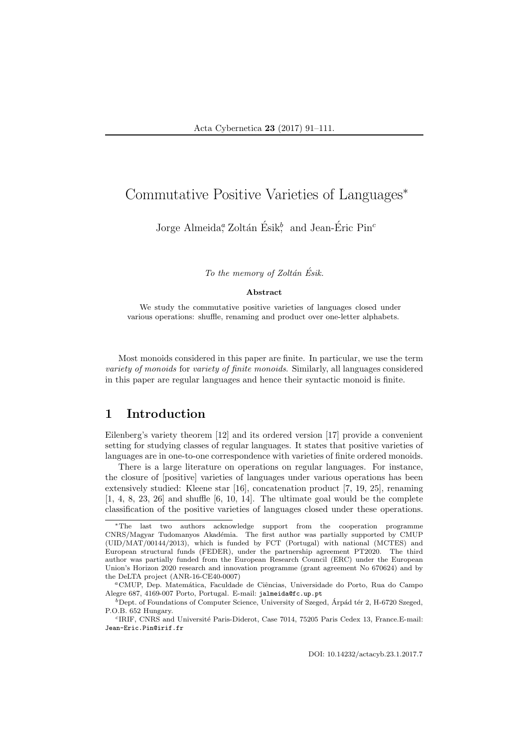# Commutative Positive Varieties of Languages*

Jorge Almeida[a], Zoltán Ésik[b], and Jean-Éric Pin[c]

*To the memory of Zoltán Ésik.*

**Abstract**

We study the commutative positive varieties of languages closed under various operations: shuffle, renaming and product over one-letter alphabets.

Most monoids considered in this paper are finite. In particular, we use the term *variety of monoids* for *variety of finite monoids*. Similarly, all languages considered in this paper are regular languages and hence their syntactic monoid is finite.

## 1 Introduction

Eilenberg's variety theorem [12] and its ordered version [17] provide a convenient setting for studying classes of regular languages. It states that positive varieties of languages are in one-to-one correspondence with varieties of finite ordered monoids.

There is a large literature on operations on regular languages. For instance, the closure of [positive] varieties of languages under various operations has been extensively studied: Kleene star [16], concatenation product [7, 19, 25], renaming [1, 4, 8, 23, 26] and shuffle [6, 10, 14]. The ultimate goal would be the complete classification of the positive varieties of languages closed under these operations.

---

*The last two authors acknowledge support from the cooperation programme CNRS/Magyar Tudomanyos Akadémia. The first author was partially supported by CMUP (UID/MAT/00144/2013), which is funded by FCT (Portugal) with national (MCTES) and European structural funds (FEDER), under the partnership agreement PT2020. The third author was partially funded from the European Research Council (ERC) under the European Union's Horizon 2020 research and innovation programme (grant agreement No 670624) and by the DeLTA project (ANR-16-CE40-0007)

[a] CMUP, Dep. Matemática, Faculdade de Ciências, Universidade do Porto, Rua do Campo Alegre 687, 4169-007 Porto, Portugal. E-mail: jalmeida@fc.up.pt

[b] Dept. of Foundations of Computer Science, University of Szeged, Árpád tér 2, H-6720 Szeged, P.O.B. 652 Hungary.

[c] IRIF, CNRS and Université Paris-Diderot, Case 7014, 75205 Paris Cedex 13, France.E-mail: Jean-Eric.Pin@irif.fr

DOI: 10.14232/actacyb.23.1.2017.7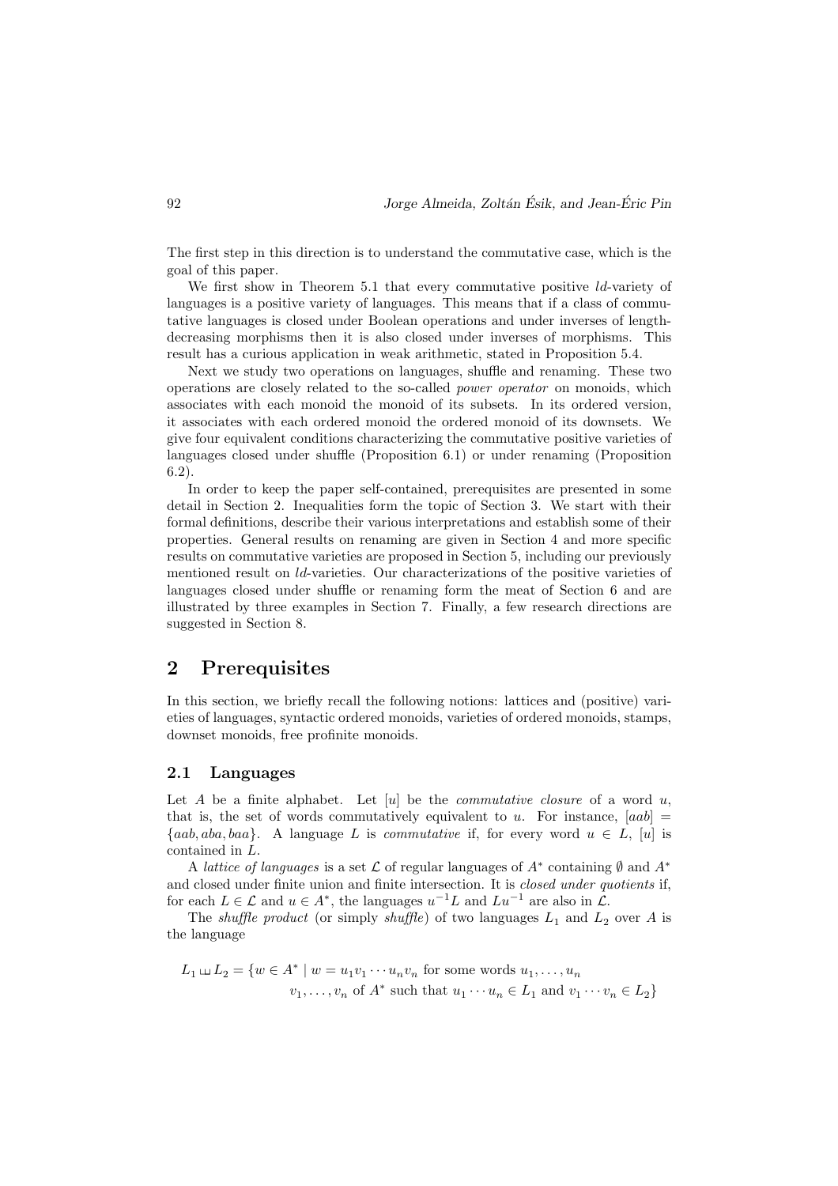The first step in this direction is to understand the commutative case, which is the goal of this paper.

We first show in Theorem 5.1 that every commutative positive *ld*-variety of languages is a positive variety of languages. This means that if a class of commutative languages is closed under Boolean operations and under inverses of length-decreasing morphisms then it is also closed under inverses of morphisms. This result has a curious application in weak arithmetic, stated in Proposition 5.4.

Next we study two operations on languages, shuffle and renaming. These two operations are closely related to the so-called *power operator* on monoids, which associates with each monoid the monoid of its subsets. In its ordered version, it associates with each ordered monoid the ordered monoid of its downsets. We give four equivalent conditions characterizing the commutative positive varieties of languages closed under shuffle (Proposition 6.1) or under renaming (Proposition 6.2).

In order to keep the paper self-contained, prerequisites are presented in some detail in Section 2. Inequalities form the topic of Section 3. We start with their formal definitions, describe their various interpretations and establish some of their properties. General results on renaming are given in Section 4 and more specific results on commutative varieties are proposed in Section 5, including our previously mentioned result on *ld*-varieties. Our characterizations of the positive varieties of languages closed under shuffle or renaming form the meat of Section 6 and are illustrated by three examples in Section 7. Finally, a few research directions are suggested in Section 8.

## 2 Prerequisites

In this section, we briefly recall the following notions: lattices and (positive) varieties of languages, syntactic ordered monoids, varieties of ordered monoids, stamps, downset monoids, free profinite monoids.

### 2.1 Languages

Let $A$ be a finite alphabet. Let $[u]$ be the *commutative closure* of a word $u$, that is, the set of words commutatively equivalent to $u$. For instance, $[aab] = \{aab, aba, baa\}$. A language $L$ is *commutative* if, for every word $u \in L$, $[u]$ is contained in $L$.

A *lattice of languages* is a set $\mathcal{L}$ of regular languages of $A^*$ containing $\emptyset$ and $A^*$ and closed under finite union and finite intersection. It is *closed under quotients* if, for each $L \in \mathcal{L}$ and $u \in A^*$, the languages $u^{-1}L$ and $Lu^{-1}$ are also in $\mathcal{L}$.

The *shuffle product* (or simply *shuffle*) of two languages $L_1$ and $L_2$ over $A$ is the language

$$
\begin{aligned}
L_1 \sqcup\!\sqcup L_2 = \{w \in A^* \mid w = u_1v_1 \cdots u_nv_n \text{ for some words } u_1, \ldots, u_n \\
v_1, \ldots, v_n \text{ of } A^* \text{ such that } u_1 \cdots u_n \in L_1 \text{ and } v_1 \cdots v_n \in L_2\}
\end{aligned}
$$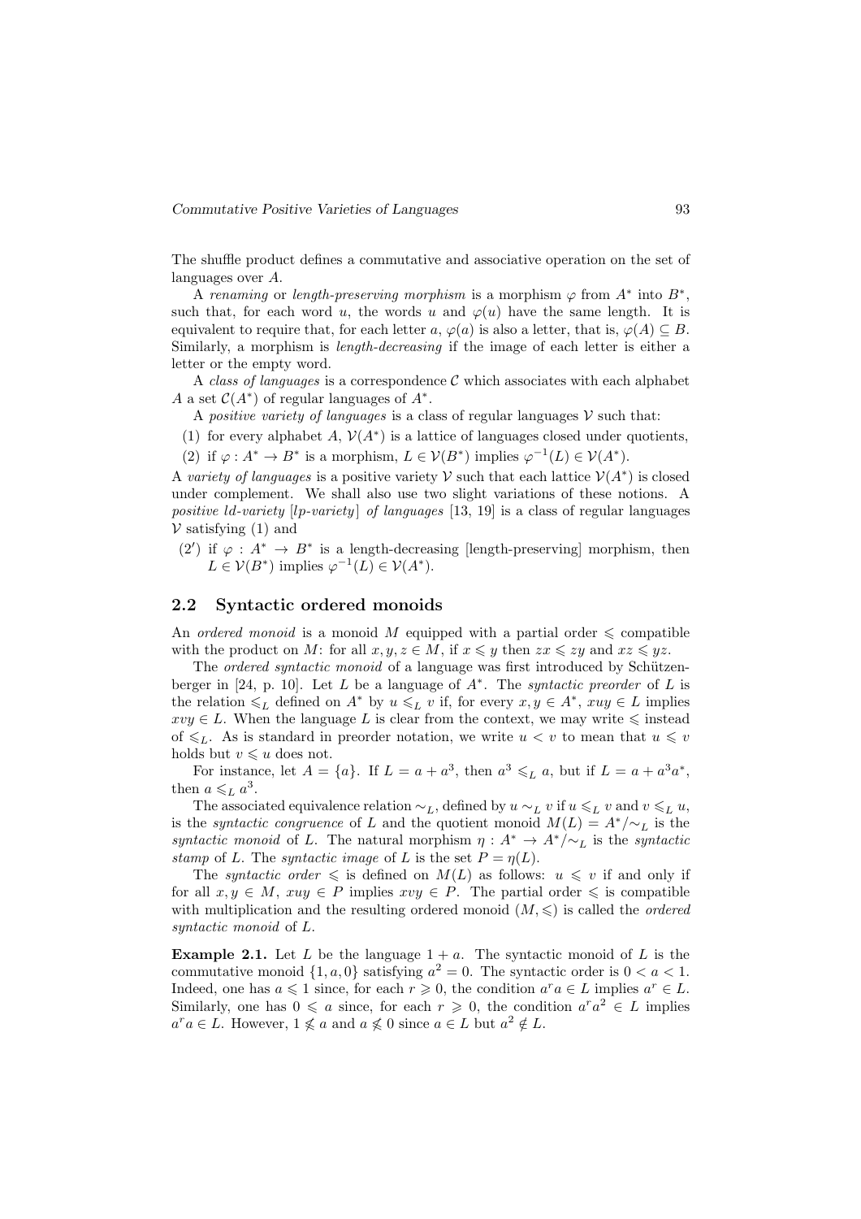The shuffle product defines a commutative and associative operation on the set of languages over $A$.

A *renaming* or *length-preserving morphism* is a morphism $\varphi$ from $A^*$ into $B^*$, such that, for each word $u$, the words $u$ and $\varphi(u)$ have the same length. It is equivalent to require that, for each letter $a$, $\varphi(a)$ is also a letter, that is, $\varphi(A) \subseteq B$. Similarly, a morphism is *length-decreasing* if the image of each letter is either a letter or the empty word.

A *class of languages* is a correspondence $\mathcal{C}$ which associates with each alphabet $A$ a set $\mathcal{C}(A^*)$ of regular languages of $A^*$.

A *positive variety of languages* is a class of regular languages $\mathcal{V}$ such that:

(1) for every alphabet $A$, $\mathcal{V}(A^*)$ is a lattice of languages closed under quotients,

(2) if $\varphi : A^* \to B^*$ is a morphism, $L \in \mathcal{V}(B^*)$ implies $\varphi^{-1}(L) \in \mathcal{V}(A^*)$.

A *variety of languages* is a positive variety $\mathcal{V}$ such that each lattice $\mathcal{V}(A^*)$ is closed under complement. We shall also use two slight variations of these notions. A *positive ld-variety* [*lp-variety*] *of languages* [13, 19] is a class of regular languages $\mathcal{V}$ satisfying (1) and

($2'$) if $\varphi : A^* \to B^*$ is a length-decreasing [length-preserving] morphism, then $L \in \mathcal{V}(B^*)$ implies $\varphi^{-1}(L) \in \mathcal{V}(A^*)$.

## 2.2 Syntactic ordered monoids

An *ordered monoid* is a monoid $M$ equipped with a partial order $\leqslant$ compatible with the product on $M$: for all $x, y, z \in M$, if $x \leqslant y$ then $zx \leqslant zy$ and $xz \leqslant yz$.

The *ordered syntactic monoid* of a language was first introduced by Schützenberger in [24, p. 10]. Let $L$ be a language of $A^*$. The *syntactic preorder* of $L$ is the relation $\leqslant_L$ defined on $A^*$ by $u \leqslant_L v$ if, for every $x, y \in A^*$, $xuy \in L$ implies $xvy \in L$. When the language $L$ is clear from the context, we may write $\leqslant$ instead of $\leqslant_L$. As is standard in preorder notation, we write $u < v$ to mean that $u \leqslant v$ holds but $v \leqslant u$ does not.

For instance, let $A = \{a\}$. If $L = a + a^3$, then $a^3 \leqslant_L a$, but if $L = a + a^3a^*$, then $a \leqslant_L a^3$.

The associated equivalence relation $\sim_L$, defined by $u \sim_L v$ if $u \leqslant_L v$ and $v \leqslant_L u$, is the *syntactic congruence* of $L$ and the quotient monoid $M(L) = A^*/{\sim_L}$ is the *syntactic monoid* of $L$. The natural morphism $\eta : A^* \to A^*/{\sim_L}$ is the *syntactic stamp* of $L$. The *syntactic image* of $L$ is the set $P = \eta(L)$.

The *syntactic order* $\leqslant$ is defined on $M(L)$ as follows: $u \leqslant v$ if and only if for all $x, y \in M$, $xuy \in P$ implies $xvy \in P$. The partial order $\leqslant$ is compatible with multiplication and the resulting ordered monoid $(M, \leqslant)$ is called the *ordered syntactic monoid* of $L$.

**Example 2.1.** Let $L$ be the language $1 + a$. The syntactic monoid of $L$ is the commutative monoid $\{1, a, 0\}$ satisfying $a^2 = 0$. The syntactic order is $0 < a < 1$. Indeed, one has $a \leqslant 1$ since, for each $r \geqslant 0$, the condition $a^r a \in L$ implies $a^r \in L$. Similarly, one has $0 \leqslant a$ since, for each $r \geqslant 0$, the condition $a^r a^2 \in L$ implies $a^r a \in L$. However, $1 \nleqslant a$ and $a \nleqslant 0$ since $a \in L$ but $a^2 \notin L$.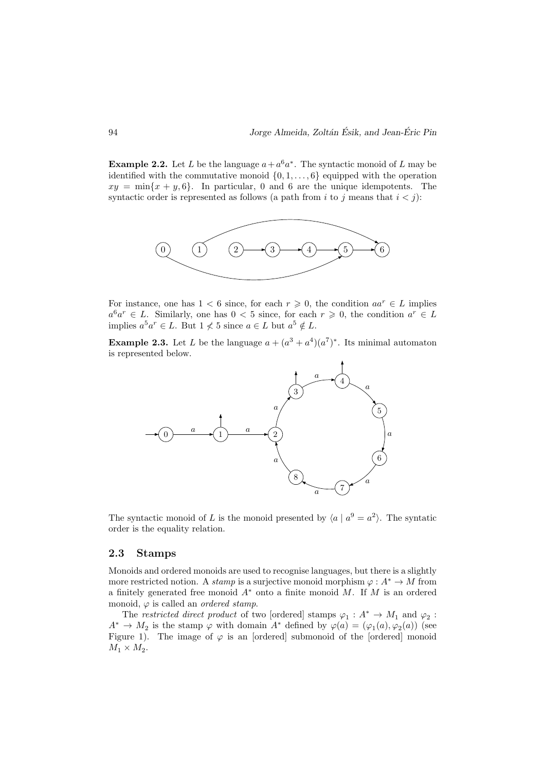**Example 2.2.** Let $L$ be the language $a + a^6a^*$. The syntactic monoid of $L$ may be identified with the commutative monoid $\{0, 1, \ldots, 6\}$ equipped with the operation $xy = \min\{x + y, 6\}$. In particular, 0 and 6 are the unique idempotents. The syntactic order is represented as follows (a path from $i$ to $j$ means that $i < j$):

For instance, one has $1 < 6$ since, for each $r \geqslant 0$, the condition $aa^r \in L$ implies $a^6a^r \in L$. Similarly, one has $0 < 5$ since, for each $r \geqslant 0$, the condition $a^r \in L$ implies $a^5a^r \in L$. But $1 \not< 5$ since $a \in L$ but $a^5 \notin L$.

**Example 2.3.** Let $L$ be the language $a + (a^3 + a^4)(a^7)^*$. Its minimal automaton is represented below.

The syntactic monoid of $L$ is the monoid presented by $\langle a \mid a^9 = a^2 \rangle$. The syntatic order is the equality relation.

### 2.3 Stamps

Monoids and ordered monoids are used to recognise languages, but there is a slightly more restricted notion. A *stamp* is a surjective monoid morphism $\varphi : A^* \to M$ from a finitely generated free monoid $A^*$ onto a finite monoid $M$. If $M$ is an ordered monoid, $\varphi$ is called an *ordered stamp*.

The *restricted direct product* of two [ordered] stamps $\varphi_1 : A^* \to M_1$ and $\varphi_2 : A^* \to M_2$ is the stamp $\varphi$ with domain $A^*$ defined by $\varphi(a) = (\varphi_1(a), \varphi_2(a))$ (see Figure 1). The image of $\varphi$ is an [ordered] submonoid of the [ordered] monoid $M_1 \times M_2$.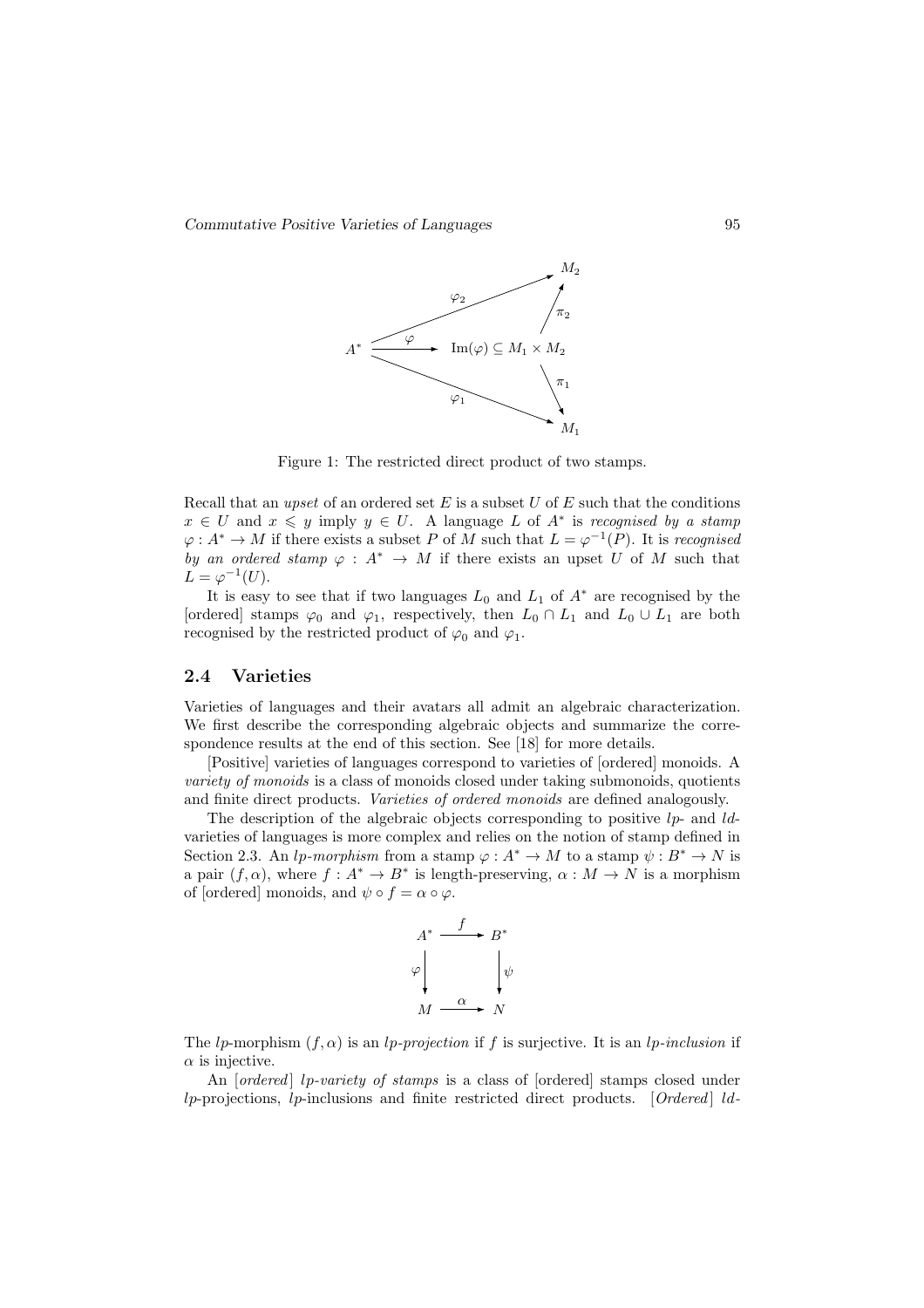Figure 1: The restricted direct product of two stamps.

Recall that an *upset* of an ordered set $E$ is a subset $U$ of $E$ such that the conditions $x \in U$ and $x \leqslant y$ imply $y \in U$. A language $L$ of $A^*$ is *recognised by a stamp* $\varphi : A^* \to M$ if there exists a subset $P$ of $M$ such that $L = \varphi^{-1}(P)$. It is *recognised by an ordered stamp* $\varphi : A^* \to M$ if there exists an upset $U$ of $M$ such that $L = \varphi^{-1}(U)$.

It is easy to see that if two languages $L_0$ and $L_1$ of $A^*$ are recognised by the [ordered] stamps $\varphi_0$ and $\varphi_1$, respectively, then $L_0 \cap L_1$ and $L_0 \cup L_1$ are both recognised by the restricted product of $\varphi_0$ and $\varphi_1$.

### 2.4 Varieties

Varieties of languages and their avatars all admit an algebraic characterization. We first describe the corresponding algebraic objects and summarize the correspondence results at the end of this section. See [18] for more details.

[Positive] varieties of languages correspond to varieties of [ordered] monoids. A *variety of monoids* is a class of monoids closed under taking submonoids, quotients and finite direct products. *Varieties of ordered monoids* are defined analogously.

The description of the algebraic objects corresponding to positive *lp*- and *ld*-varieties of languages is more complex and relies on the notion of stamp defined in Section 2.3. An *lp-morphism* from a stamp $\varphi : A^* \to M$ to a stamp $\psi : B^* \to N$ is a pair $(f, \alpha)$, where $f : A^* \to B^*$ is length-preserving, $\alpha : M \to N$ is a morphism of [ordered] monoids, and $\psi \circ f = \alpha \circ \varphi$.

$$
\begin{array}{ccc}
A^* & \xrightarrow{\;f\;} & B^* \\
\varphi \downarrow & & \downarrow \psi \\
M & \xrightarrow{\;\alpha\;} & N
\end{array}
$$

The *lp*-morphism $(f, \alpha)$ is an *lp-projection* if $f$ is surjective. It is an *lp-inclusion* if $\alpha$ is injective.

An [*ordered*] *lp-variety of stamps* is a class of [ordered] stamps closed under *lp*-projections, *lp*-inclusions and finite restricted direct products. [*Ordered*] *ld*-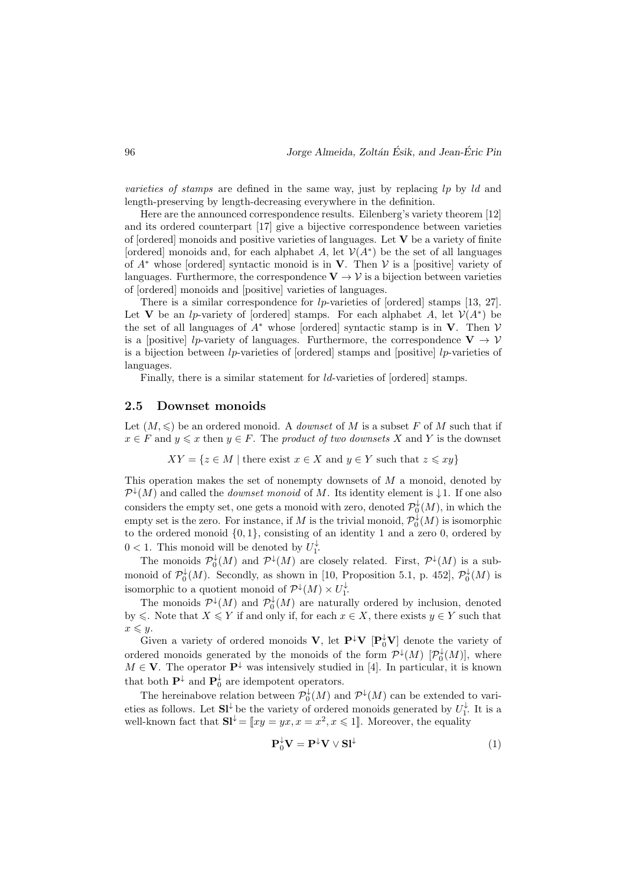*varieties of stamps* are defined in the same way, just by replacing *lp* by *ld* and length-preserving by length-decreasing everywhere in the definition.

Here are the announced correspondence results. Eilenberg's variety theorem [12] and its ordered counterpart [17] give a bijective correspondence between varieties of [ordered] monoids and positive varieties of languages. Let $\mathbf{V}$ be a variety of finite [ordered] monoids and, for each alphabet $A$, let $\mathcal{V}(A^*)$ be the set of all languages of $A^*$ whose [ordered] syntactic monoid is in $\mathbf{V}$. Then $\mathcal{V}$ is a [positive] variety of languages. Furthermore, the correspondence $\mathbf{V} \to \mathcal{V}$ is a bijection between varieties of [ordered] monoids and [positive] varieties of languages.

There is a similar correspondence for *lp*-varieties of [ordered] stamps [13, 27]. Let $\mathbf{V}$ be an *lp*-variety of [ordered] stamps. For each alphabet $A$, let $\mathcal{V}(A^*)$ be the set of all languages of $A^*$ whose [ordered] syntactic stamp is in $\mathbf{V}$. Then $\mathcal{V}$ is a [positive] *lp*-variety of languages. Furthermore, the correspondence $\mathbf{V} \to \mathcal{V}$ is a bijection between *lp*-varieties of [ordered] stamps and [positive] *lp*-varieties of languages.

Finally, there is a similar statement for *ld*-varieties of [ordered] stamps.

### 2.5 Downset monoids

Let $(M, \leqslant)$ be an ordered monoid. A *downset* of $M$ is a subset $F$ of $M$ such that if $x \in F$ and $y \leqslant x$ then $y \in F$. The *product of two downsets* $X$ and $Y$ is the downset

$$XY = \{z \in M \mid \text{there exist } x \in X \text{ and } y \in Y \text{ such that } z \leqslant xy\}$$

This operation makes the set of nonempty downsets of $M$ a monoid, denoted by $\mathcal{P}^{\downarrow}(M)$ and called the *downset monoid* of $M$. Its identity element is $\downarrow 1$. If one also considers the empty set, one gets a monoid with zero, denoted $\mathcal{P}_0^{\downarrow}(M)$, in which the empty set is the zero. For instance, if $M$ is the trivial monoid, $\mathcal{P}_0^{\downarrow}(M)$ is isomorphic to the ordered monoid $\{0, 1\}$, consisting of an identity 1 and a zero 0, ordered by $0 < 1$. This monoid will be denoted by $U_1^{\downarrow}$.

The monoids $\mathcal{P}_0^{\downarrow}(M)$ and $\mathcal{P}^{\downarrow}(M)$ are closely related. First, $\mathcal{P}^{\downarrow}(M)$ is a submonoid of $\mathcal{P}_0^{\downarrow}(M)$. Secondly, as shown in [10, Proposition 5.1, p. 452], $\mathcal{P}_0^{\downarrow}(M)$ is isomorphic to a quotient monoid of $\mathcal{P}^{\downarrow}(M) \times U_1^{\downarrow}$.

The monoids $\mathcal{P}^{\downarrow}(M)$ and $\mathcal{P}_0^{\downarrow}(M)$ are naturally ordered by inclusion, denoted by $\leqslant$. Note that $X \leqslant Y$ if and only if, for each $x \in X$, there exists $y \in Y$ such that $x \leqslant y$.

Given a variety of ordered monoids $\mathbf{V}$, let $\mathbf{P}^{\downarrow}\mathbf{V}$ $[\mathbf{P}_0^{\downarrow}\mathbf{V}]$ denote the variety of ordered monoids generated by the monoids of the form $\mathcal{P}^{\downarrow}(M)$ $[\mathcal{P}_0^{\downarrow}(M)]$, where $M \in \mathbf{V}$. The operator $\mathbf{P}^{\downarrow}$ was intensively studied in [4]. In particular, it is known that both $\mathbf{P}^{\downarrow}$ and $\mathbf{P}_0^{\downarrow}$ are idempotent operators.

The hereinabove relation between $\mathcal{P}_0^{\downarrow}(M)$ and $\mathcal{P}^{\downarrow}(M)$ can be extended to varieties as follows. Let $\mathbf{Sl}^{\downarrow}$ be the variety of ordered monoids generated by $U_1^{\downarrow}$. It is a well-known fact that $\mathbf{Sl}^{\downarrow} = [\![ xy = yx, x = x^2, x \leqslant 1 ]\!]$. Moreover, the equality

$$\mathbf{P}_0^{\downarrow}\mathbf{V} = \mathbf{P}^{\downarrow}\mathbf{V} \vee \mathbf{Sl}^{\downarrow} \tag{1}$$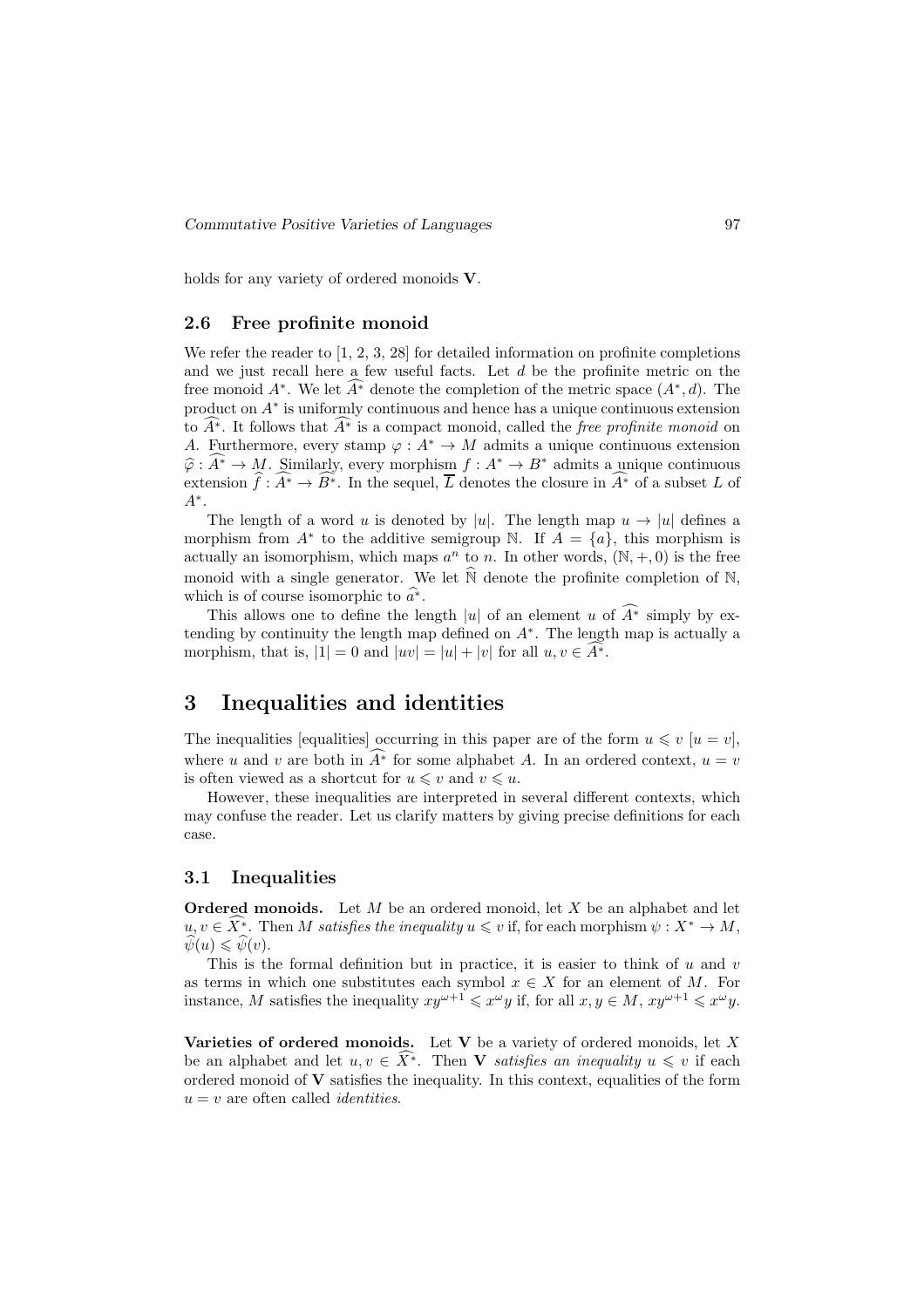holds for any variety of ordered monoids $\mathbf{V}$.

### 2.6 Free profinite monoid

We refer the reader to [1, 2, 3, 28] for detailed information on profinite completions and we just recall here a few useful facts. Let $d$ be the profinite metric on the free monoid $A^*$. We let $\widehat{A^*}$ denote the completion of the metric space $(A^*, d)$. The product on $A^*$ is uniformly continuous and hence has a unique continuous extension to $\widehat{A^*}$. It follows that $\widehat{A^*}$ is a compact monoid, called the *free profinite monoid* on $A$. Furthermore, every stamp $\varphi : A^* \to M$ admits a unique continuous extension $\widehat{\varphi} : \widehat{A^*} \to M$. Similarly, every morphism $f : A^* \to B^*$ admits a unique continuous extension $\widehat{f} : \widehat{A^*} \to \widehat{B^*}$. In the sequel, $\overline{L}$ denotes the closure in $\widehat{A^*}$ of a subset $L$ of $A^*$.

The length of a word $u$ is denoted by $|u|$. The length map $u \to |u|$ defines a morphism from $A^*$ to the additive semigroup $\mathbb{N}$. If $A = \{a\}$, this morphism is actually an isomorphism, which maps $a^n$ to $n$. In other words, $(\mathbb{N}, +, 0)$ is the free monoid with a single generator. We let $\widehat{\mathbb{N}}$ denote the profinite completion of $\mathbb{N}$, which is of course isomorphic to $\widehat{a^*}$.

This allows one to define the length $|u|$ of an element $u$ of $\widehat{A^*}$ simply by extending by continuity the length map defined on $A^*$. The length map is actually a morphism, that is, $|1| = 0$ and $|uv| = |u| + |v|$ for all $u, v \in \widehat{A^*}$.

## 3 Inequalities and identities

The inequalities [equalities] occurring in this paper are of the form $u \leqslant v$ [$u = v$], where $u$ and $v$ are both in $\widehat{A^*}$ for some alphabet $A$. In an ordered context, $u = v$ is often viewed as a shortcut for $u \leqslant v$ and $v \leqslant u$.

However, these inequalities are interpreted in several different contexts, which may confuse the reader. Let us clarify matters by giving precise definitions for each case.

### 3.1 Inequalities

**Ordered monoids.** Let $M$ be an ordered monoid, let $X$ be an alphabet and let $u, v \in \widehat{X^*}$. Then $M$ *satisfies the inequality* $u \leqslant v$ if, for each morphism $\psi : X^* \to M$, $\widehat{\psi}(u) \leqslant \widehat{\psi}(v)$.

This is the formal definition but in practice, it is easier to think of $u$ and $v$ as terms in which one substitutes each symbol $x \in X$ for an element of $M$. For instance, $M$ satisfies the inequality $xy^{\omega+1} \leqslant x^{\omega}y$ if, for all $x, y \in M$, $xy^{\omega+1} \leqslant x^{\omega}y$.

**Varieties of ordered monoids.** Let $\mathbf{V}$ be a variety of ordered monoids, let $X$ be an alphabet and let $u, v \in \widehat{X^*}$. Then $\mathbf{V}$ *satisfies an inequality* $u \leqslant v$ if each ordered monoid of $\mathbf{V}$ satisfies the inequality. In this context, equalities of the form $u = v$ are often called *identities*.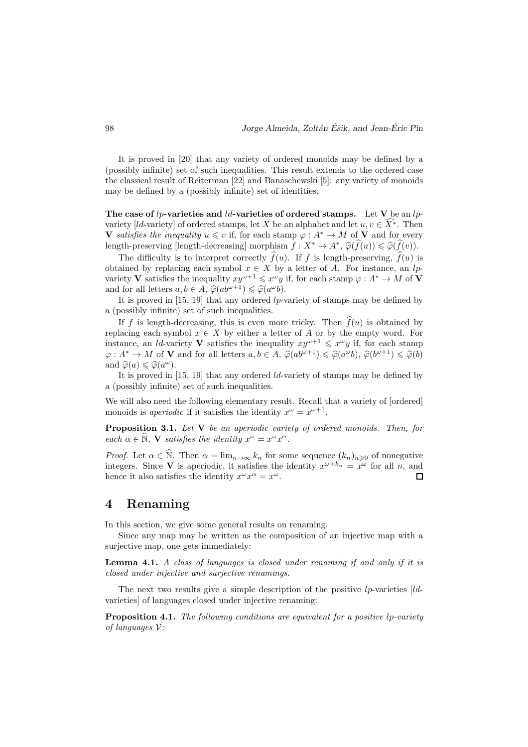It is proved in [20] that any variety of ordered monoids may be defined by a (possibly infinite) set of such inequalities. This result extends to the ordered case the classical result of Reiterman [22] and Banaschewski [5]: any variety of monoids may be defined by a (possibly infinite) set of identities.

**The case of $lp$-varieties and $ld$-varieties of ordered stamps.** Let $\mathbf{V}$ be an $lp$-variety [$ld$-variety] of ordered stamps, let $X$ be an alphabet and let $u, v \in \widehat{X^*}$. Then $\mathbf{V}$ *satisfies the inequality* $u \leqslant v$ if, for each stamp $\varphi : A^* \to M$ of $\mathbf{V}$ and for every length-preserving [length-decreasing] morphism $f : X^* \to A^*$, $\widehat{\varphi}(\widehat{f}(u)) \leqslant \widehat{\varphi}(\widehat{f}(v))$.

The difficulty is to interpret correctly $\widehat{f}(u)$. If $f$ is length-preserving, $\widehat{f}(u)$ is obtained by replacing each symbol $x \in X$ by a letter of $A$. For instance, an $lp$-variety $\mathbf{V}$ satisfies the inequality $xy^{\omega+1} \leqslant x^\omega y$ if, for each stamp $\varphi : A^* \to M$ of $\mathbf{V}$ and for all letters $a, b \in A$, $\widehat{\varphi}(ab^{\omega+1}) \leqslant \widehat{\varphi}(a^\omega b)$.

It is proved in [15, 19] that any ordered $lp$-variety of stamps may be defined by a (possibly infinite) set of such inequalities.

If $f$ is length-decreasing, this is even more tricky. Then $\widehat{f}(u)$ is obtained by replacing each symbol $x \in X$ by either a letter of $A$ or by the empty word. For instance, an $ld$-variety $\mathbf{V}$ satisfies the inequality $xy^{\omega+1} \leqslant x^\omega y$ if, for each stamp $\varphi : A^* \to M$ of $\mathbf{V}$ and for all letters $a, b \in A$, $\widehat{\varphi}(ab^{\omega+1}) \leqslant \widehat{\varphi}(a^\omega b)$, $\widehat{\varphi}(b^{\omega+1}) \leqslant \widehat{\varphi}(b)$ and $\widehat{\varphi}(a) \leqslant \widehat{\varphi}(a^\omega)$.

It is proved in [15, 19] that any ordered $ld$-variety of stamps may be defined by a (possibly infinite) set of such inequalities.

We will also need the following elementary result. Recall that a variety of [ordered] monoids is *aperiodic* if it satisfies the identity $x^\omega = x^{\omega+1}$.

**Proposition 3.1.** *Let* $\mathbf{V}$ *be an aperiodic variety of ordered monoids. Then, for each* $\alpha \in \widehat{\mathbb{N}}$, $\mathbf{V}$ *satisfies the identity* $x^\omega = x^\omega x^\alpha$.

*Proof.* Let $\alpha \in \widehat{\mathbb{N}}$. Then $\alpha = \lim_{n\to\infty} k_n$ for some sequence $(k_n)_{n\geqslant 0}$ of nonegative integers. Since $\mathbf{V}$ is aperiodic, it satisfies the identity $x^{\omega+k_n} = x^\omega$ for all $n$, and hence it also satisfies the identity $x^\omega x^\alpha = x^\omega$. ◻

# 4 Renaming

In this section, we give some general results on renaming.

Since any map may be written as the composition of an injective map with a surjective map, one gets immediately:

**Lemma 4.1.** *A class of languages is closed under renaming if and only if it is closed under injective and surjective renamings.*

The next two results give a simple description of the positive $lp$-varieties [$ld$-varieties] of languages closed under injective renaming:

**Proposition 4.1.** *The following conditions are equivalent for a positive lp-variety of languages* $\mathcal{V}$*:*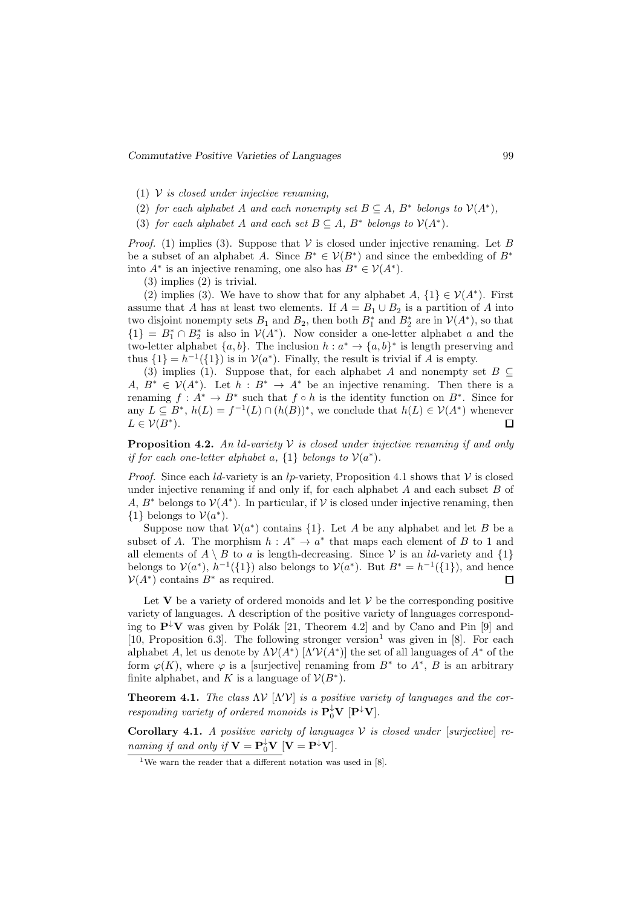(1) $\mathcal{V}$ *is closed under injective renaming,*

(2) *for each alphabet $A$ and each nonempty set $B \subseteq A$, $B^*$ belongs to $\mathcal{V}(A^*)$,*

(3) *for each alphabet $A$ and each set $B \subseteq A$, $B^*$ belongs to $\mathcal{V}(A^*)$.*

*Proof.* (1) implies (3). Suppose that $\mathcal{V}$ is closed under injective renaming. Let $B$ be a subset of an alphabet $A$. Since $B^* \in \mathcal{V}(B^*)$ and since the embedding of $B^*$ into $A^*$ is an injective renaming, one also has $B^* \in \mathcal{V}(A^*)$.

(3) implies (2) is trivial.

(2) implies (3). We have to show that for any alphabet $A$, $\{1\} \in \mathcal{V}(A^*)$. First assume that $A$ has at least two elements. If $A = B_1 \cup B_2$ is a partition of $A$ into two disjoint nonempty sets $B_1$ and $B_2$, then both $B_1^*$ and $B_2^*$ are in $\mathcal{V}(A^*)$, so that $\{1\} = B_1^* \cap B_2^*$ is also in $\mathcal{V}(A^*)$. Now consider a one-letter alphabet $a$ and the two-letter alphabet $\{a, b\}$. The inclusion $h : a^* \to \{a, b\}^*$ is length preserving and thus $\{1\} = h^{-1}(\{1\})$ is in $\mathcal{V}(a^*)$. Finally, the result is trivial if $A$ is empty.

(3) implies (1). Suppose that, for each alphabet $A$ and nonempty set $B \subseteq A$, $B^* \in \mathcal{V}(A^*)$. Let $h : B^* \to A^*$ be an injective renaming. Then there is a renaming $f : A^* \to B^*$ such that $f \circ h$ is the identity function on $B^*$. Since for any $L \subseteq B^*$, $h(L) = f^{-1}(L) \cap (h(B))^*$, we conclude that $h(L) \in \mathcal{V}(A^*)$ whenever $L \in \mathcal{V}(B^*)$. □

**Proposition 4.2.** *An ld-variety $\mathcal{V}$ is closed under injective renaming if and only if for each one-letter alphabet $a$, $\{1\}$ belongs to $\mathcal{V}(a^*)$.*

*Proof.* Since each $ld$-variety is an $lp$-variety, Proposition 4.1 shows that $\mathcal{V}$ is closed under injective renaming if and only if, for each alphabet $A$ and each subset $B$ of $A$, $B^*$ belongs to $\mathcal{V}(A^*)$. In particular, if $\mathcal{V}$ is closed under injective renaming, then $\{1\}$ belongs to $\mathcal{V}(a^*)$.

Suppose now that $\mathcal{V}(a^*)$ contains $\{1\}$. Let $A$ be any alphabet and let $B$ be a subset of $A$. The morphism $h : A^* \to a^*$ that maps each element of $B$ to 1 and all elements of $A \setminus B$ to $a$ is length-decreasing. Since $\mathcal{V}$ is an $ld$-variety and $\{1\}$ belongs to $\mathcal{V}(a^*)$, $h^{-1}(\{1\})$ also belongs to $\mathcal{V}(a^*)$. But $B^* = h^{-1}(\{1\})$, and hence $\mathcal{V}(A^*)$ contains $B^*$ as required. □

Let $\mathbf{V}$ be a variety of ordered monoids and let $\mathcal{V}$ be the corresponding positive variety of languages. A description of the positive variety of languages corresponding to $\mathbf{P}^{\downarrow}\mathbf{V}$ was given by Polák [21, Theorem 4.2] and by Cano and Pin [9] and [10, Proposition 6.3]. The following stronger version[1] was given in [8]. For each alphabet $A$, let us denote by $\Lambda\mathcal{V}(A^*)$ $[\Lambda'\mathcal{V}(A^*)]$ the set of all languages of $A^*$ of the form $\varphi(K)$, where $\varphi$ is a [surjective] renaming from $B^*$ to $A^*$, $B$ is an arbitrary finite alphabet, and $K$ is a language of $\mathcal{V}(B^*)$.

**Theorem 4.1.** *The class $\Lambda\mathcal{V}$ $[\Lambda'\mathcal{V}]$ is a positive variety of languages and the corresponding variety of ordered monoids is $\mathbf{P}_0^{\downarrow}\mathbf{V}$ $[\mathbf{P}^{\downarrow}\mathbf{V}]$.*

**Corollary 4.1.** *A positive variety of languages $\mathcal{V}$ is closed under [surjective] renaming if and only if $\mathbf{V} = \mathbf{P}_0^{\downarrow}\mathbf{V}$ $[\mathbf{V} = \mathbf{P}^{\downarrow}\mathbf{V}]$.*

[1] We warn the reader that a different notation was used in [8].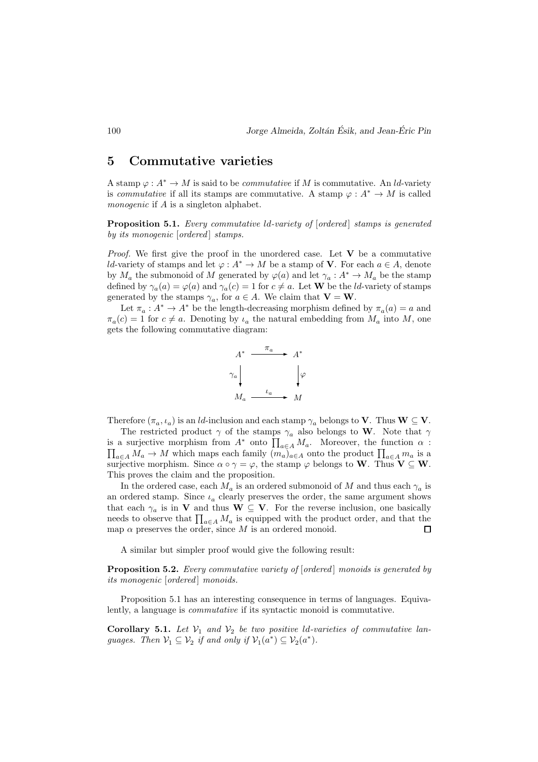## 5 Commutative varieties

A stamp $\varphi : A^* \to M$ is said to be *commutative* if $M$ is commutative. An *ld*-variety is *commutative* if all its stamps are commutative. A stamp $\varphi : A^* \to M$ is called *monogenic* if $A$ is a singleton alphabet.

**Proposition 5.1.** *Every commutative ld-variety of [ordered] stamps is generated by its monogenic [ordered] stamps.*

*Proof.* We first give the proof in the unordered case. Let $\mathbf{V}$ be a commutative *ld*-variety of stamps and let $\varphi : A^* \to M$ be a stamp of $\mathbf{V}$. For each $a \in A$, denote by $M_a$ the submonoid of $M$ generated by $\varphi(a)$ and let $\gamma_a : A^* \to M_a$ be the stamp defined by $\gamma_a(a) = \varphi(a)$ and $\gamma_a(c) = 1$ for $c \neq a$. Let $\mathbf{W}$ be the *ld*-variety of stamps generated by the stamps $\gamma_a$, for $a \in A$. We claim that $\mathbf{V} = \mathbf{W}$.

Let $\pi_a : A^* \to A^*$ be the length-decreasing morphism defined by $\pi_a(a) = a$ and $\pi_a(c) = 1$ for $c \neq a$. Denoting by $\iota_a$ the natural embedding from $M_a$ into $M$, one gets the following commutative diagram:

$$\begin{array}{ccc} A^* & \xrightarrow{\ \pi_a\ } & A^* \\ {\scriptstyle\gamma_a}\downarrow & & \downarrow{\scriptstyle\varphi} \\ M_a & \xrightarrow{\ \iota_a\ } & M \end{array}$$

Therefore $(\pi_a, \iota_a)$ is an *ld*-inclusion and each stamp $\gamma_a$ belongs to $\mathbf{V}$. Thus $\mathbf{W} \subseteq \mathbf{V}$.

The restricted product $\gamma$ of the stamps $\gamma_a$ also belongs to $\mathbf{W}$. Note that $\gamma$ is a surjective morphism from $A^*$ onto $\prod_{a \in A} M_a$. Moreover, the function $\alpha : \prod_{a \in A} M_a \to M$ which maps each family $(m_a)_{a \in A}$ onto the product $\prod_{a \in A} m_a$ is a surjective morphism. Since $\alpha \circ \gamma = \varphi$, the stamp $\varphi$ belongs to $\mathbf{W}$. Thus $\mathbf{V} \subseteq \mathbf{W}$. This proves the claim and the proposition.

In the ordered case, each $M_a$ is an ordered submonoid of $M$ and thus each $\gamma_a$ is an ordered stamp. Since $\iota_a$ clearly preserves the order, the same argument shows that each $\gamma_a$ is in $\mathbf{V}$ and thus $\mathbf{W} \subseteq \mathbf{V}$. For the reverse inclusion, one basically needs to observe that $\prod_{a \in A} M_a$ is equipped with the product order, and that the map $\alpha$ preserves the order, since $M$ is an ordered monoid. $\square$

A similar but simpler proof would give the following result:

**Proposition 5.2.** *Every commutative variety of [ordered] monoids is generated by its monogenic [ordered] monoids.*

Proposition 5.1 has an interesting consequence in terms of languages. Equivalently, a language is *commutative* if its syntactic monoid is commutative.

**Corollary 5.1.** *Let $\mathcal{V}_1$ and $\mathcal{V}_2$ be two positive ld-varieties of commutative languages. Then $\mathcal{V}_1 \subseteq \mathcal{V}_2$ if and only if $\mathcal{V}_1(a^*) \subseteq \mathcal{V}_2(a^*)$.*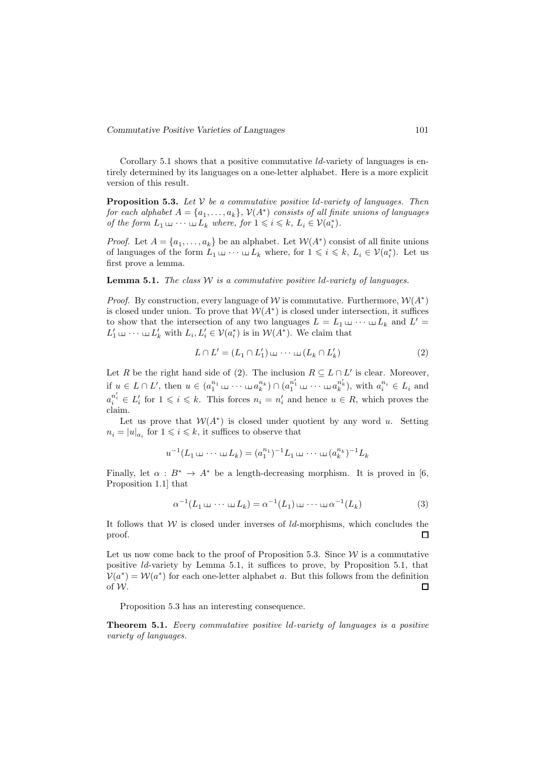Corollary 5.1 shows that a positive commutative *ld*-variety of languages is entirely determined by its languages on a one-letter alphabet. Here is a more explicit version of this result.

**Proposition 5.3.** *Let $\mathcal{V}$ be a commutative positive ld-variety of languages. Then for each alphabet $A = \{a_1, \ldots, a_k\}$, $\mathcal{V}(A^*)$ consists of all finite unions of languages of the form $L_1 \sqcup\!\sqcup \cdots \sqcup\!\sqcup L_k$ where, for $1 \leqslant i \leqslant k$, $L_i \in \mathcal{V}(a_i^*)$.*

*Proof.* Let $A = \{a_1, \ldots, a_k\}$ be an alphabet. Let $\mathcal{W}(A^*)$ consist of all finite unions of languages of the form $L_1 \sqcup\!\sqcup \cdots \sqcup\!\sqcup L_k$ where, for $1 \leqslant i \leqslant k$, $L_i \in \mathcal{V}(a_i^*)$. Let us first prove a lemma.

**Lemma 5.1.** *The class $\mathcal{W}$ is a commutative positive ld-variety of languages.*

*Proof.* By construction, every language of $\mathcal{W}$ is commutative. Furthermore, $\mathcal{W}(A^*)$ is closed under union. To prove that $\mathcal{W}(A^*)$ is closed under intersection, it suffices to show that the intersection of any two languages $L = L_1 \sqcup\!\sqcup \cdots \sqcup\!\sqcup L_k$ and $L' = L'_1 \sqcup\!\sqcup \cdots \sqcup\!\sqcup L'_k$ with $L_i, L'_i \in \mathcal{V}(a_i^*)$ is in $\mathcal{W}(A^*)$. We claim that

$$L \cap L' = (L_1 \cap L'_1) \sqcup\!\sqcup \cdots \sqcup\!\sqcup (L_k \cap L'_k) \tag{2}$$

Let $R$ be the right hand side of (2). The inclusion $R \subseteq L \cap L'$ is clear. Moreover, if $u \in L \cap L'$, then $u \in (a_1^{n_1} \sqcup\!\sqcup \cdots \sqcup\!\sqcup a_k^{n_k}) \cap (a_1^{n'_1} \sqcup\!\sqcup \cdots \sqcup\!\sqcup a_k^{n'_k})$, with $a_i^{n_i} \in L_i$ and $a_i^{n'_i} \in L'_i$ for $1 \leqslant i \leqslant k$. This forces $n_i = n'_i$ and hence $u \in R$, which proves the claim.

Let us prove that $\mathcal{W}(A^*)$ is closed under quotient by any word $u$. Setting $n_i = |u|_{a_i}$ for $1 \leqslant i \leqslant k$, it suffices to observe that

$$u^{-1}(L_1 \sqcup\!\sqcup \cdots \sqcup\!\sqcup L_k) = (a_1^{n_1})^{-1}L_1 \sqcup\!\sqcup \cdots \sqcup\!\sqcup (a_k^{n_k})^{-1}L_k$$

Finally, let $\alpha : B^* \to A^*$ be a length-decreasing morphism. It is proved in [6, Proposition 1.1] that

$$\alpha^{-1}(L_1 \sqcup\!\sqcup \cdots \sqcup\!\sqcup L_k) = \alpha^{-1}(L_1) \sqcup\!\sqcup \cdots \sqcup\!\sqcup \alpha^{-1}(L_k) \tag{3}$$

It follows that $\mathcal{W}$ is closed under inverses of *ld*-morphisms, which concludes the proof. $\square$

Let us now come back to the proof of Proposition 5.3. Since $\mathcal{W}$ is a commutative positive *ld*-variety by Lemma 5.1, it suffices to prove, by Proposition 5.1, that $\mathcal{V}(a^*) = \mathcal{W}(a^*)$ for each one-letter alphabet $a$. But this follows from the definition of $\mathcal{W}$. $\square$

Proposition 5.3 has an interesting consequence.

**Theorem 5.1.** *Every commutative positive ld-variety of languages is a positive variety of languages.*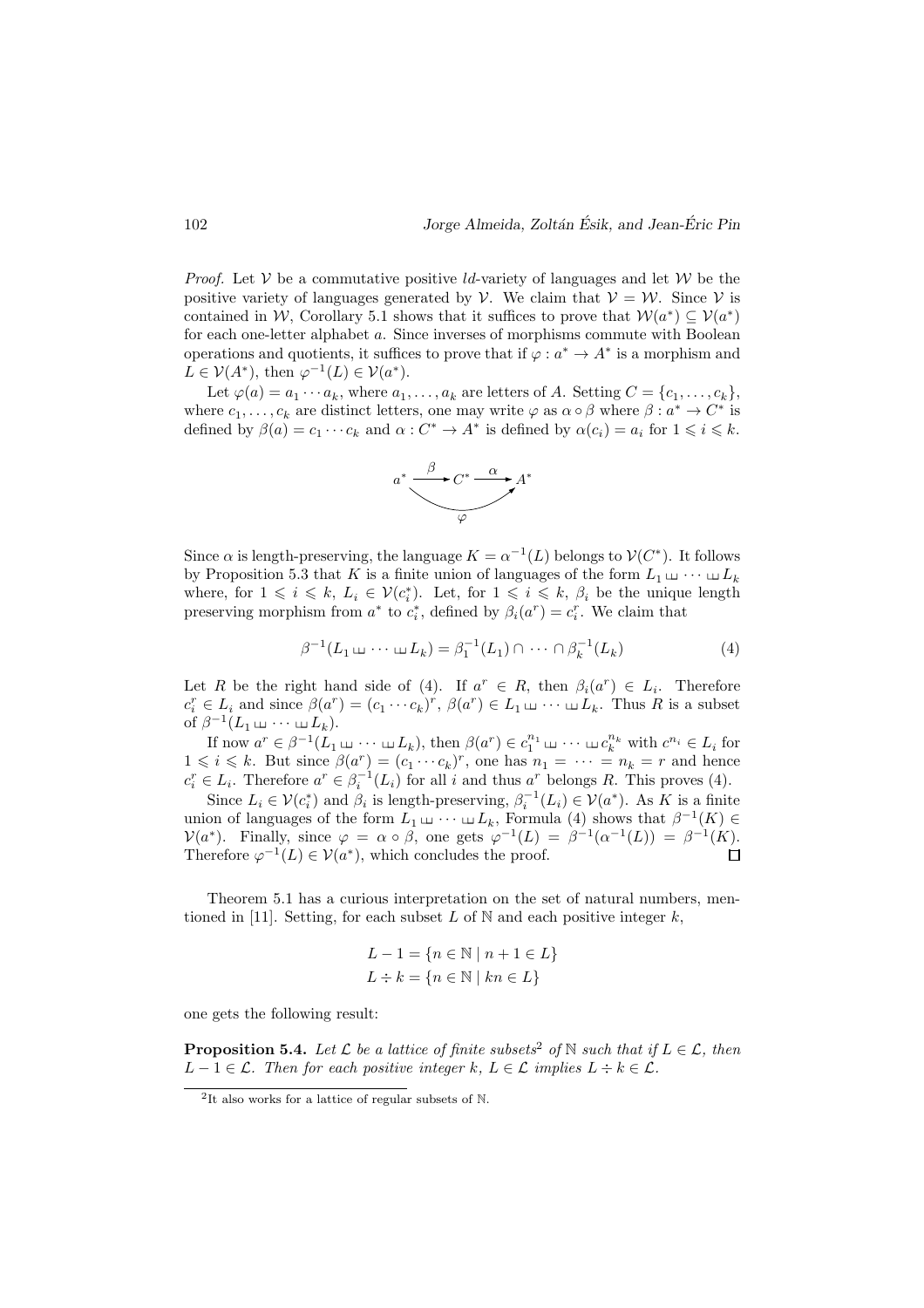*Proof.* Let $\mathcal{V}$ be a commutative positive $ld$-variety of languages and let $\mathcal{W}$ be the positive variety of languages generated by $\mathcal{V}$. We claim that $\mathcal{V} = \mathcal{W}$. Since $\mathcal{V}$ is contained in $\mathcal{W}$, Corollary 5.1 shows that it suffices to prove that $\mathcal{W}(a^*) \subseteq \mathcal{V}(a^*)$ for each one-letter alphabet $a$. Since inverses of morphisms commute with Boolean operations and quotients, it suffices to prove that if $\varphi : a^* \to A^*$ is a morphism and $L \in \mathcal{V}(A^*)$, then $\varphi^{-1}(L) \in \mathcal{V}(a^*)$.

Let $\varphi(a) = a_1 \cdots a_k$, where $a_1, \ldots, a_k$ are letters of $A$. Setting $C = \{c_1, \ldots, c_k\}$, where $c_1, \ldots, c_k$ are distinct letters, one may write $\varphi$ as $\alpha \circ \beta$ where $\beta : a^* \to C^*$ is defined by $\beta(a) = c_1 \cdots c_k$ and $\alpha : C^* \to A^*$ is defined by $\alpha(c_i) = a_i$ for $1 \leqslant i \leqslant k$.

$$a^* \xrightarrow{\ \beta\ } C^* \xrightarrow{\ \alpha\ } A^*, \qquad \varphi = \alpha \circ \beta$$

Since $\alpha$ is length-preserving, the language $K = \alpha^{-1}(L)$ belongs to $\mathcal{V}(C^*)$. It follows by Proposition 5.3 that $K$ is a finite union of languages of the form $L_1 \sqcup\!\sqcup \cdots \sqcup\!\sqcup L_k$ where, for $1 \leqslant i \leqslant k$, $L_i \in \mathcal{V}(c_i^*)$. Let, for $1 \leqslant i \leqslant k$, $\beta_i$ be the unique length preserving morphism from $a^*$ to $c_i^*$, defined by $\beta_i(a^r) = c_i^r$. We claim that

$$\beta^{-1}(L_1 \sqcup\!\sqcup \cdots \sqcup\!\sqcup L_k) = \beta_1^{-1}(L_1) \cap \cdots \cap \beta_k^{-1}(L_k) \tag{4}$$

Let $R$ be the right hand side of (4). If $a^r \in R$, then $\beta_i(a^r) \in L_i$. Therefore $c_i^r \in L_i$ and since $\beta(a^r) = (c_1 \cdots c_k)^r$, $\beta(a^r) \in L_1 \sqcup\!\sqcup \cdots \sqcup\!\sqcup L_k$. Thus $R$ is a subset of $\beta^{-1}(L_1 \sqcup\!\sqcup \cdots \sqcup\!\sqcup L_k)$.

If now $a^r \in \beta^{-1}(L_1 \sqcup\!\sqcup \cdots \sqcup\!\sqcup L_k)$, then $\beta(a^r) \in c_1^{n_1} \sqcup\!\sqcup \cdots \sqcup\!\sqcup c_k^{n_k}$ with $c^{n_i} \in L_i$ for $1 \leqslant i \leqslant k$. But since $\beta(a^r) = (c_1 \cdots c_k)^r$, one has $n_1 = \cdots = n_k = r$ and hence $c_i^r \in L_i$. Therefore $a^r \in \beta_i^{-1}(L_i)$ for all $i$ and thus $a^r$ belongs $R$. This proves (4).

Since $L_i \in \mathcal{V}(c_i^*)$ and $\beta_i$ is length-preserving, $\beta_i^{-1}(L_i) \in \mathcal{V}(a^*)$. As $K$ is a finite union of languages of the form $L_1 \sqcup\!\sqcup \cdots \sqcup\!\sqcup L_k$, Formula (4) shows that $\beta^{-1}(K) \in \mathcal{V}(a^*)$. Finally, since $\varphi = \alpha \circ \beta$, one gets $\varphi^{-1}(L) = \beta^{-1}(\alpha^{-1}(L)) = \beta^{-1}(K)$. Therefore $\varphi^{-1}(L) \in \mathcal{V}(a^*)$, which concludes the proof. $\square$

Theorem 5.1 has a curious interpretation on the set of natural numbers, mentioned in [11]. Setting, for each subset $L$ of $\mathbb{N}$ and each positive integer $k$,

$$L - 1 = \{n \in \mathbb{N} \mid n + 1 \in L\}$$
$$L \div k = \{n \in \mathbb{N} \mid kn \in L\}$$

one gets the following result:

**Proposition 5.4.** *Let $\mathcal{L}$ be a lattice of finite subsets*[2] *of $\mathbb{N}$ such that if $L \in \mathcal{L}$, then $L - 1 \in \mathcal{L}$. Then for each positive integer $k$, $L \in \mathcal{L}$ implies $L \div k \in \mathcal{L}$.*

[2] It also works for a lattice of regular subsets of $\mathbb{N}$.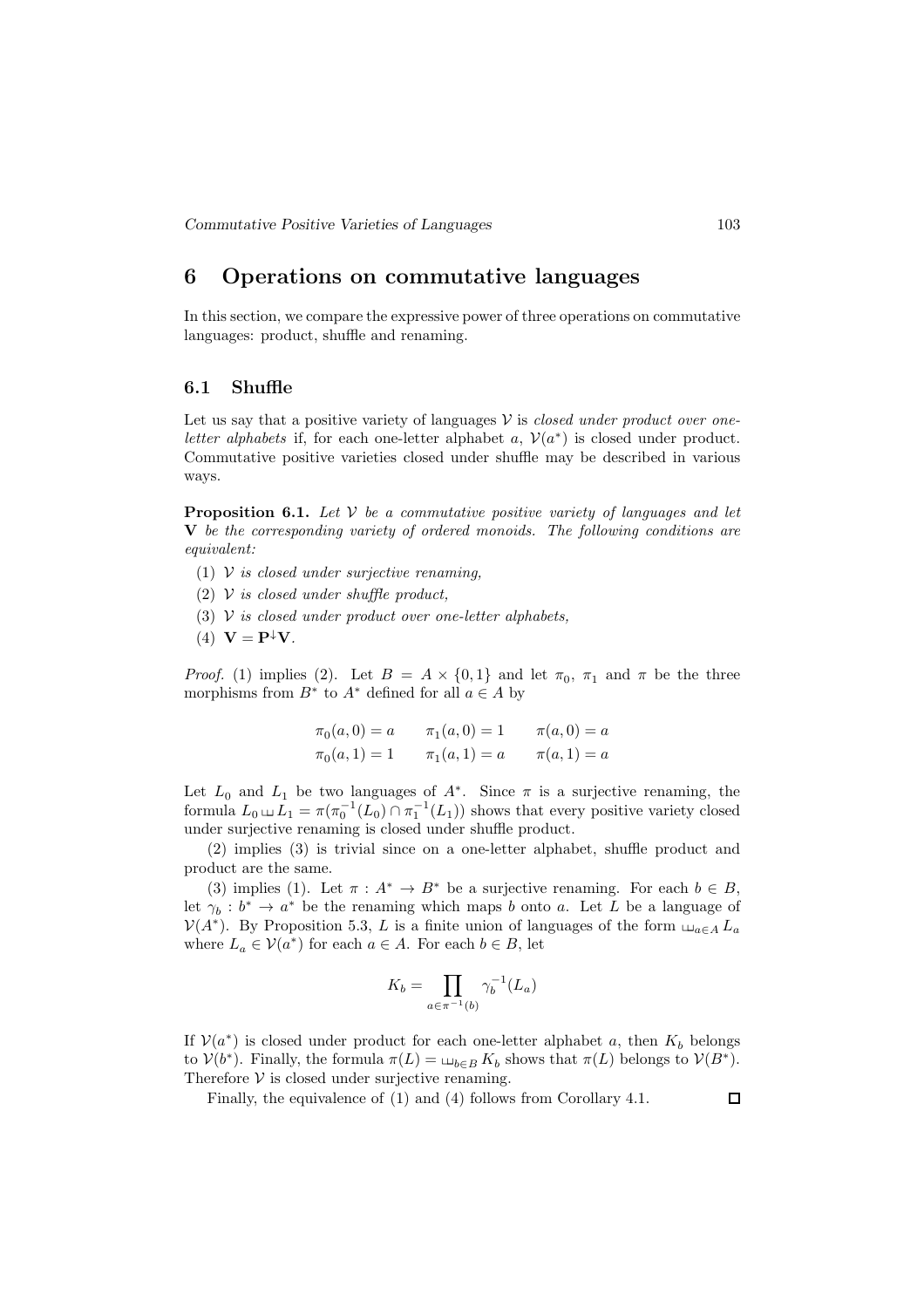## 6 Operations on commutative languages

In this section, we compare the expressive power of three operations on commutative languages: product, shuffle and renaming.

### 6.1 Shuffle

Let us say that a positive variety of languages $\mathcal{V}$ is *closed under product over one-letter alphabets* if, for each one-letter alphabet $a$, $\mathcal{V}(a^*)$ is closed under product. Commutative positive varieties closed under shuffle may be described in various ways.

**Proposition 6.1.** *Let $\mathcal{V}$ be a commutative positive variety of languages and let $\mathbf{V}$ be the corresponding variety of ordered monoids. The following conditions are equivalent:*

1. *$\mathcal{V}$ is closed under surjective renaming,*
2. *$\mathcal{V}$ is closed under shuffle product,*
3. *$\mathcal{V}$ is closed under product over one-letter alphabets,*
4. *$\mathbf{V} = \mathbf{P}^{\downarrow}\mathbf{V}$.*

*Proof.* (1) implies (2). Let $B = A \times \{0, 1\}$ and let $\pi_0$, $\pi_1$ and $\pi$ be the three morphisms from $B^*$ to $A^*$ defined for all $a \in A$ by

$$\begin{aligned} \pi_0(a,0) &= a \qquad & \pi_1(a,0) &= 1 \qquad & \pi(a,0) &= a \\ \pi_0(a,1) &= 1 \qquad & \pi_1(a,1) &= a \qquad & \pi(a,1) &= a \end{aligned}$$

Let $L_0$ and $L_1$ be two languages of $A^*$. Since $\pi$ is a surjective renaming, the formula $L_0 \sqcup\!\sqcup L_1 = \pi(\pi_0^{-1}(L_0) \cap \pi_1^{-1}(L_1))$ shows that every positive variety closed under surjective renaming is closed under shuffle product.

(2) implies (3) is trivial since on a one-letter alphabet, shuffle product and product are the same.

(3) implies (1). Let $\pi : A^* \to B^*$ be a surjective renaming. For each $b \in B$, let $\gamma_b : b^* \to a^*$ be the renaming which maps $b$ onto $a$. Let $L$ be a language of $\mathcal{V}(A^*)$. By Proposition 5.3, $L$ is a finite union of languages of the form $\sqcup\!\sqcup_{a \in A} L_a$ where $L_a \in \mathcal{V}(a^*)$ for each $a \in A$. For each $b \in B$, let

$$K_b = \prod_{a \in \pi^{-1}(b)} \gamma_b^{-1}(L_a)$$

If $\mathcal{V}(a^*)$ is closed under product for each one-letter alphabet $a$, then $K_b$ belongs to $\mathcal{V}(b^*)$. Finally, the formula $\pi(L) = \sqcup\!\sqcup_{b \in B} K_b$ shows that $\pi(L)$ belongs to $\mathcal{V}(B^*)$. Therefore $\mathcal{V}$ is closed under surjective renaming.

Finally, the equivalence of (1) and (4) follows from Corollary 4.1. □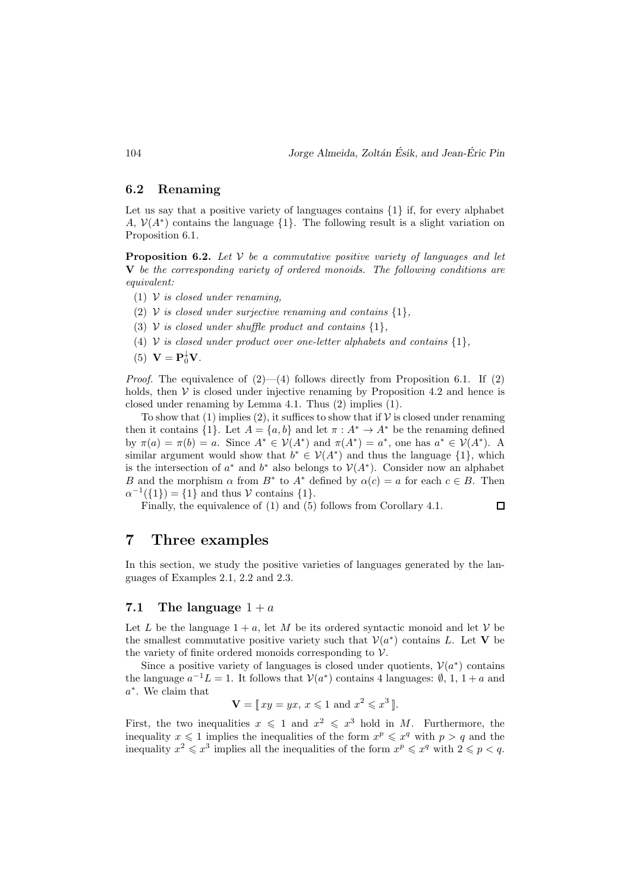### 6.2 Renaming

Let us say that a positive variety of languages contains $\{1\}$ if, for every alphabet $A$, $\mathcal{V}(A^*)$ contains the language $\{1\}$. The following result is a slight variation on Proposition 6.1.

**Proposition 6.2.** *Let $\mathcal{V}$ be a commutative positive variety of languages and let $\mathbf{V}$ be the corresponding variety of ordered monoids. The following conditions are equivalent:*

1. *$\mathcal{V}$ is closed under renaming,*
2. *$\mathcal{V}$ is closed under surjective renaming and contains $\{1\}$,*
3. *$\mathcal{V}$ is closed under shuffle product and contains $\{1\}$,*
4. *$\mathcal{V}$ is closed under product over one-letter alphabets and contains $\{1\}$,*
5. *$\mathbf{V} = \mathbf{P}_0^{\downarrow}\mathbf{V}$.*

*Proof.* The equivalence of (2)—(4) follows directly from Proposition 6.1. If (2) holds, then $\mathcal{V}$ is closed under injective renaming by Proposition 4.2 and hence is closed under renaming by Lemma 4.1. Thus (2) implies (1).

To show that (1) implies (2), it suffices to show that if $\mathcal{V}$ is closed under renaming then it contains $\{1\}$. Let $A = \{a, b\}$ and let $\pi : A^* \to A^*$ be the renaming defined by $\pi(a) = \pi(b) = a$. Since $A^* \in \mathcal{V}(A^*)$ and $\pi(A^*) = a^*$, one has $a^* \in \mathcal{V}(A^*)$. A similar argument would show that $b^* \in \mathcal{V}(A^*)$ and thus the language $\{1\}$, which is the intersection of $a^*$ and $b^*$ also belongs to $\mathcal{V}(A^*)$. Consider now an alphabet $B$ and the morphism $\alpha$ from $B^*$ to $A^*$ defined by $\alpha(c) = a$ for each $c \in B$. Then $\alpha^{-1}(\{1\}) = \{1\}$ and thus $\mathcal{V}$ contains $\{1\}$.

Finally, the equivalence of (1) and (5) follows from Corollary 4.1. ◻

## 7 Three examples

In this section, we study the positive varieties of languages generated by the languages of Examples 2.1, 2.2 and 2.3.

### 7.1 The language $1 + a$

Let $L$ be the language $1 + a$, let $M$ be its ordered syntactic monoid and let $\mathcal{V}$ be the smallest commutative positive variety such that $\mathcal{V}(a^*)$ contains $L$. Let $\mathbf{V}$ be the variety of finite ordered monoids corresponding to $\mathcal{V}$.

Since a positive variety of languages is closed under quotients, $\mathcal{V}(a^*)$ contains the language $a^{-1}L = 1$. It follows that $\mathcal{V}(a^*)$ contains 4 languages: $\emptyset$, 1, $1 + a$ and $a^*$. We claim that

$$\mathbf{V} = [\![\, xy = yx,\ x \leqslant 1 \text{ and } x^2 \leqslant x^3 \,]\!].$$

First, the two inequalities $x \leqslant 1$ and $x^2 \leqslant x^3$ hold in $M$. Furthermore, the inequality $x \leqslant 1$ implies the inequalities of the form $x^p \leqslant x^q$ with $p > q$ and the inequality $x^2 \leqslant x^3$ implies all the inequalities of the form $x^p \leqslant x^q$ with $2 \leqslant p < q$.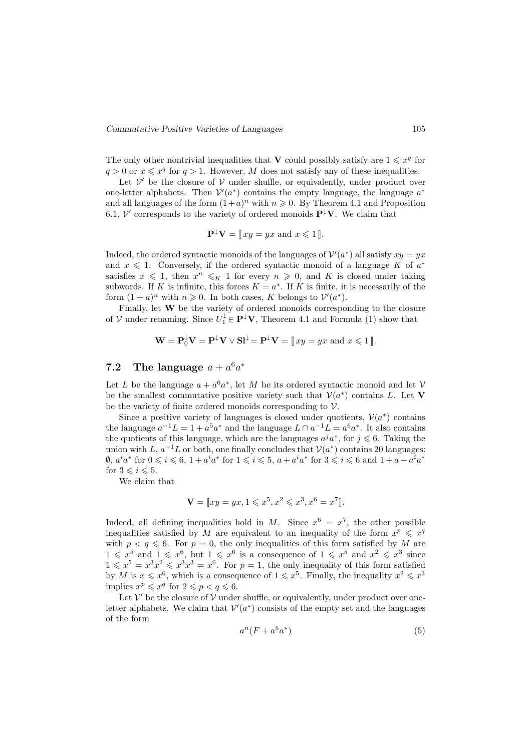The only other nontrivial inequalities that $\mathbf{V}$ could possibly satisfy are $1 \leqslant x^q$ for $q > 0$ or $x \leqslant x^q$ for $q > 1$. However, $M$ does not satisfy any of these inequalities.

Let $\mathcal{V}'$ be the closure of $\mathcal{V}$ under shuffle, or equivalently, under product over one-letter alphabets. Then $\mathcal{V}'(a^*)$ contains the empty language, the language $a^*$ and all languages of the form $(1+a)^n$ with $n \geqslant 0$. By Theorem 4.1 and Proposition 6.1, $\mathcal{V}'$ corresponds to the variety of ordered monoids $\mathbf{P}^{\downarrow}\mathbf{V}$. We claim that

$$\mathbf{P}^{\downarrow}\mathbf{V} = [\![\, xy = yx \text{ and } x \leqslant 1 \,]\!].$$

Indeed, the ordered syntactic monoids of the languages of $\mathcal{V}'(a^*)$ all satisfy $xy = yx$ and $x \leqslant 1$. Conversely, if the ordered syntactic monoid of a language $K$ of $a^*$ satisfies $x \leqslant 1$, then $x^n \leqslant_K 1$ for every $n \geqslant 0$, and $K$ is closed under taking subwords. If $K$ is infinite, this forces $K = a^*$. If $K$ is finite, it is necessarily of the form $(1+a)^n$ with $n \geqslant 0$. In both cases, $K$ belongs to $\mathcal{V}'(a^*)$.

Finally, let $\mathbf{W}$ be the variety of ordered monoids corresponding to the closure of $\mathcal{V}$ under renaming. Since $U_1^{\downarrow} \in \mathbf{P}^{\downarrow}\mathbf{V}$, Theorem 4.1 and Formula (1) show that

$$\mathbf{W} = \mathbf{P}_0^{\downarrow}\mathbf{V} = \mathbf{P}^{\downarrow}\mathbf{V} \vee \mathbf{Sl}^{\downarrow} = \mathbf{P}^{\downarrow}\mathbf{V} = [\![\, xy = yx \text{ and } x \leqslant 1 \,]\!].$$

## 7.2 The language $a + a^6a^*$

Let $L$ be the language $a + a^6a^*$, let $M$ be its ordered syntactic monoid and let $\mathcal{V}$ be the smallest commutative positive variety such that $\mathcal{V}(a^*)$ contains $L$. Let $\mathbf{V}$ be the variety of finite ordered monoids corresponding to $\mathcal{V}$.

Since a positive variety of languages is closed under quotients, $\mathcal{V}(a^*)$ contains the language $a^{-1}L = 1 + a^5a^*$ and the language $L \cap a^{-1}L = a^6a^*$. It also contains the quotients of this language, which are the languages $a^ja^*$, for $j \leqslant 6$. Taking the union with $L$, $a^{-1}L$ or both, one finally concludes that $\mathcal{V}(a^*)$ contains 20 languages: $\emptyset$, $a^ia^*$ for $0 \leqslant i \leqslant 6$, $1 + a^ia^*$ for $1 \leqslant i \leqslant 5$, $a + a^ia^*$ for $3 \leqslant i \leqslant 6$ and $1 + a + a^ia^*$ for $3 \leqslant i \leqslant 5$.

We claim that

$$\mathbf{V} = [\![ xy = yx, 1 \leqslant x^5, x^2 \leqslant x^3, x^6 = x^7 ]\!].$$

Indeed, all defining inequalities hold in $M$. Since $x^6 = x^7$, the other possible inequalities satisfied by $M$ are equivalent to an inequality of the form $x^p \leqslant x^q$ with $p < q \leqslant 6$. For $p = 0$, the only inequalities of this form satisfied by $M$ are $1 \leqslant x^5$ and $1 \leqslant x^6$, but $1 \leqslant x^6$ is a consequence of $1 \leqslant x^5$ and $x^2 \leqslant x^3$ since $1 \leqslant x^5 = x^3x^2 \leqslant x^3x^3 = x^6$. For $p = 1$, the only inequality of this form satisfied by $M$ is $x \leqslant x^6$, which is a consequence of $1 \leqslant x^5$. Finally, the inequality $x^2 \leqslant x^3$ implies $x^p \leqslant x^q$ for $2 \leqslant p < q \leqslant 6$.

Let $\mathcal{V}'$ be the closure of $\mathcal{V}$ under shuffle, or equivalently, under product over one-letter alphabets. We claim that $\mathcal{V}'(a^*)$ consists of the empty set and the languages of the form

$$a^n(F + a^5a^*) \tag{5}$$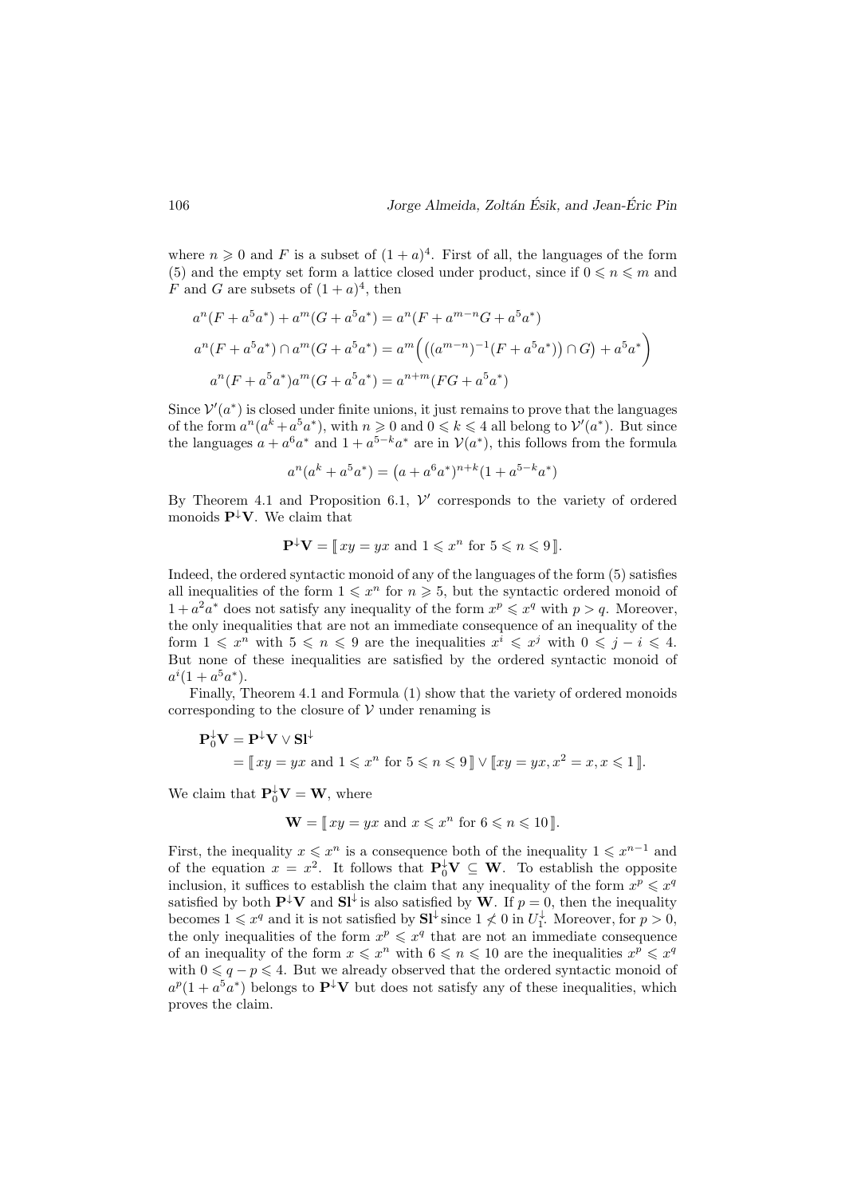where $n \geqslant 0$ and $F$ is a subset of $(1 + a)^4$. First of all, the languages of the form (5) and the empty set form a lattice closed under product, since if $0 \leqslant n \leqslant m$ and $F$ and $G$ are subsets of $(1 + a)^4$, then

$$a^n(F + a^5a^*) + a^m(G + a^5a^*) = a^n(F + a^{m-n}G + a^5a^*)$$

$$a^n(F + a^5a^*) \cap a^m(G + a^5a^*) = a^m\Big(\big((a^{m-n})^{-1}(F + a^5a^*)\big) \cap G\big) + a^5a^*\Big)$$

$$a^n(F + a^5a^*)a^m(G + a^5a^*) = a^{n+m}(FG + a^5a^*)$$

Since $\mathcal{V}'(a^*)$ is closed under finite unions, it just remains to prove that the languages of the form $a^n(a^k + a^5a^*)$, with $n \geqslant 0$ and $0 \leqslant k \leqslant 4$ all belong to $\mathcal{V}'(a^*)$. But since the languages $a + a^6a^*$ and $1 + a^{5-k}a^*$ are in $\mathcal{V}(a^*)$, this follows from the formula

$$a^n(a^k + a^5a^*) = \big(a + a^6a^*\big)^{n+k}(1 + a^{5-k}a^*)$$

By Theorem 4.1 and Proposition 6.1, $\mathcal{V}'$ corresponds to the variety of ordered monoids $\mathbf{P}^{\downarrow}\mathbf{V}$. We claim that

$$\mathbf{P}^{\downarrow}\mathbf{V} = [\![\, xy = yx \text{ and } 1 \leqslant x^n \text{ for } 5 \leqslant n \leqslant 9 \,]\!].$$

Indeed, the ordered syntactic monoid of any of the languages of the form (5) satisfies all inequalities of the form $1 \leqslant x^n$ for $n \geqslant 5$, but the syntactic ordered monoid of $1 + a^2a^*$ does not satisfy any inequality of the form $x^p \leqslant x^q$ with $p > q$. Moreover, the only inequalities that are not an immediate consequence of an inequality of the form $1 \leqslant x^n$ with $5 \leqslant n \leqslant 9$ are the inequalities $x^i \leqslant x^j$ with $0 \leqslant j - i \leqslant 4$. But none of these inequalities are satisfied by the ordered syntactic monoid of $a^i(1 + a^5a^*)$.

Finally, Theorem 4.1 and Formula (1) show that the variety of ordered monoids corresponding to the closure of $\mathcal{V}$ under renaming is

$$\begin{aligned}\mathbf{P}_0^{\downarrow}\mathbf{V} &= \mathbf{P}^{\downarrow}\mathbf{V} \vee \mathbf{Sl}^{\downarrow} \\ &= [\![\, xy = yx \text{ and } 1 \leqslant x^n \text{ for } 5 \leqslant n \leqslant 9 \,]\!] \vee [\![ xy = yx, x^2 = x, x \leqslant 1 \,]\!].\end{aligned}$$

We claim that $\mathbf{P}_0^{\downarrow}\mathbf{V} = \mathbf{W}$, where

$$\mathbf{W} = [\![\, xy = yx \text{ and } x \leqslant x^n \text{ for } 6 \leqslant n \leqslant 10 \,]\!].$$

First, the inequality $x \leqslant x^n$ is a consequence both of the inequality $1 \leqslant x^{n-1}$ and of the equation $x = x^2$. It follows that $\mathbf{P}_0^{\downarrow}\mathbf{V} \subseteq \mathbf{W}$. To establish the opposite inclusion, it suffices to establish the claim that any inequality of the form $x^p \leqslant x^q$ satisfied by both $\mathbf{P}^{\downarrow}\mathbf{V}$ and $\mathbf{Sl}^{\downarrow}$ is also satisfied by $\mathbf{W}$. If $p = 0$, then the inequality becomes $1 \leqslant x^q$ and it is not satisfied by $\mathbf{Sl}^{\downarrow}$ since $1 \not\leqslant 0$ in $U_1^{\downarrow}$. Moreover, for $p > 0$, the only inequalities of the form $x^p \leqslant x^q$ that are not an immediate consequence of an inequality of the form $x \leqslant x^n$ with $6 \leqslant n \leqslant 10$ are the inequalities $x^p \leqslant x^q$ with $0 \leqslant q - p \leqslant 4$. But we already observed that the ordered syntactic monoid of $a^p(1 + a^5a^*)$ belongs to $\mathbf{P}^{\downarrow}\mathbf{V}$ but does not satisfy any of these inequalities, which proves the claim.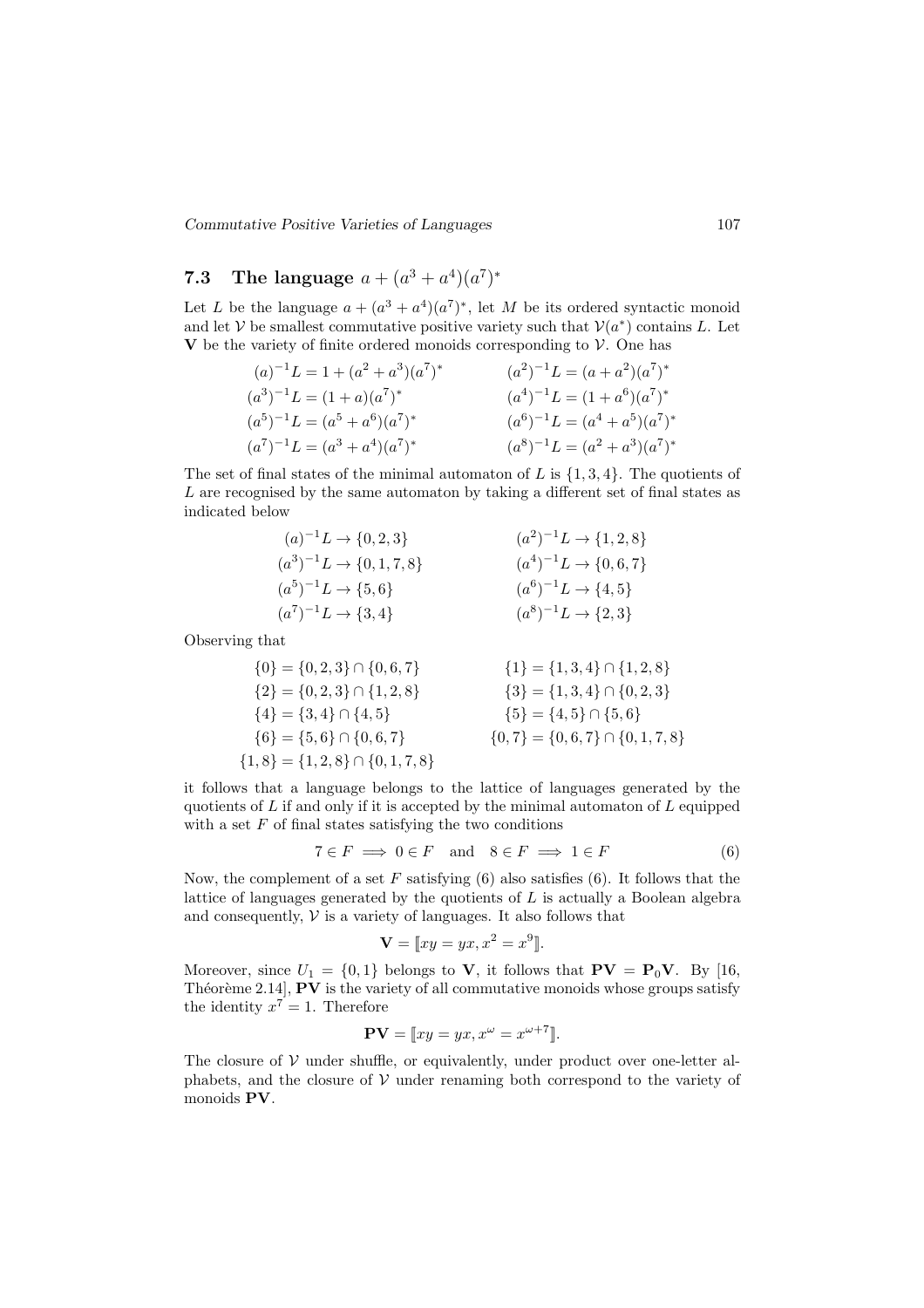### 7.3 The language $a + (a^3 + a^4)(a^7)^*$

Let $L$ be the language $a + (a^3 + a^4)(a^7)^*$, let $M$ be its ordered syntactic monoid and let $\mathcal{V}$ be smallest commutative positive variety such that $\mathcal{V}(a^*)$ contains $L$. Let $\mathbf{V}$ be the variety of finite ordered monoids corresponding to $\mathcal{V}$. One has

$$
\begin{aligned}
(a)^{-1}L &= 1 + (a^2 + a^3)(a^7)^* & (a^2)^{-1}L &= (a + a^2)(a^7)^* \\
(a^3)^{-1}L &= (1 + a)(a^7)^* & (a^4)^{-1}L &= (1 + a^6)(a^7)^* \\
(a^5)^{-1}L &= (a^5 + a^6)(a^7)^* & (a^6)^{-1}L &= (a^4 + a^5)(a^7)^* \\
(a^7)^{-1}L &= (a^3 + a^4)(a^7)^* & (a^8)^{-1}L &= (a^2 + a^3)(a^7)^*
\end{aligned}
$$

The set of final states of the minimal automaton of $L$ is $\{1, 3, 4\}$. The quotients of $L$ are recognised by the same automaton by taking a different set of final states as indicated below

$$
\begin{aligned}
(a)^{-1}L &\to \{0, 2, 3\} & (a^2)^{-1}L &\to \{1, 2, 8\} \\
(a^3)^{-1}L &\to \{0, 1, 7, 8\} & (a^4)^{-1}L &\to \{0, 6, 7\} \\
(a^5)^{-1}L &\to \{5, 6\} & (a^6)^{-1}L &\to \{4, 5\} \\
(a^7)^{-1}L &\to \{3, 4\} & (a^8)^{-1}L &\to \{2, 3\}
\end{aligned}
$$

Observing that

$$
\begin{aligned}
\{0\} &= \{0, 2, 3\} \cap \{0, 6, 7\} & \{1\} &= \{1, 3, 4\} \cap \{1, 2, 8\} \\
\{2\} &= \{0, 2, 3\} \cap \{1, 2, 8\} & \{3\} &= \{1, 3, 4\} \cap \{0, 2, 3\} \\
\{4\} &= \{3, 4\} \cap \{4, 5\} & \{5\} &= \{4, 5\} \cap \{5, 6\} \\
\{6\} &= \{5, 6\} \cap \{0, 6, 7\} & \{0, 7\} &= \{0, 6, 7\} \cap \{0, 1, 7, 8\} \\
\{1, 8\} &= \{1, 2, 8\} \cap \{0, 1, 7, 8\}
\end{aligned}
$$

it follows that a language belongs to the lattice of languages generated by the quotients of $L$ if and only if it is accepted by the minimal automaton of $L$ equipped with a set $F$ of final states satisfying the two conditions

$$
7 \in F \implies 0 \in F \quad \text{and} \quad 8 \in F \implies 1 \in F \tag{6}
$$

Now, the complement of a set $F$ satisfying (6) also satisfies (6). It follows that the lattice of languages generated by the quotients of $L$ is actually a Boolean algebra and consequently, $\mathcal{V}$ is a variety of languages. It also follows that

$$
\mathbf{V} = [\![xy = yx, x^2 = x^9]\!].
$$

Moreover, since $U_1 = \{0, 1\}$ belongs to $\mathbf{V}$, it follows that $\mathbf{PV} = \mathbf{P}_0\mathbf{V}$. By [16, Théorème 2.14], $\mathbf{PV}$ is the variety of all commutative monoids whose groups satisfy the identity $x^7 = 1$. Therefore

$$
\mathbf{PV} = [\![xy = yx, x^\omega = x^{\omega+7}]\!].
$$

The closure of $\mathcal{V}$ under shuffle, or equivalently, under product over one-letter alphabets, and the closure of $\mathcal{V}$ under renaming both correspond to the variety of monoids $\mathbf{PV}$.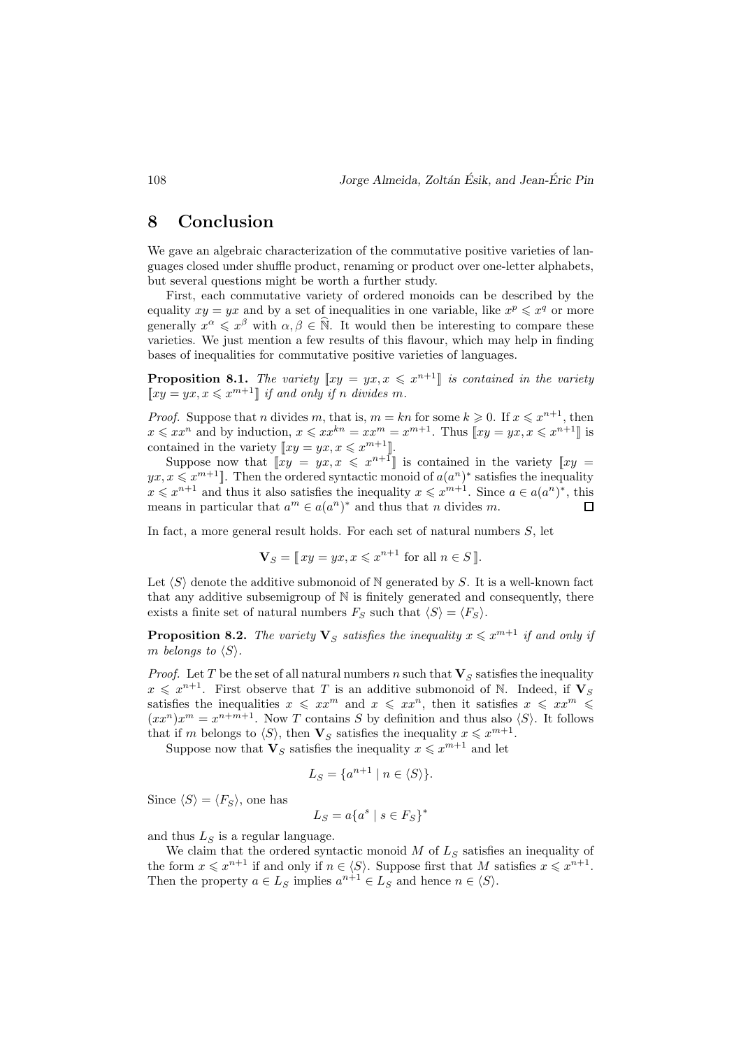## 8 Conclusion

We gave an algebraic characterization of the commutative positive varieties of languages closed under shuffle product, renaming or product over one-letter alphabets, but several questions might be worth a further study.

First, each commutative variety of ordered monoids can be described by the equality $xy = yx$ and by a set of inequalities in one variable, like $x^p \leqslant x^q$ or more generally $x^\alpha \leqslant x^\beta$ with $\alpha, \beta \in \widehat{\mathbb{N}}$. It would then be interesting to compare these varieties. We just mention a few results of this flavour, which may help in finding bases of inequalities for commutative positive varieties of languages.

**Proposition 8.1.** *The variety* $[\![xy = yx, x \leqslant x^{n+1}]\!]$ *is contained in the variety* $[\![xy = yx, x \leqslant x^{m+1}]\!]$ *if and only if* $n$ *divides* $m$*.*

*Proof.* Suppose that $n$ divides $m$, that is, $m = kn$ for some $k \geqslant 0$. If $x \leqslant x^{n+1}$, then $x \leqslant xx^n$ and by induction, $x \leqslant xx^{kn} = xx^m = x^{m+1}$. Thus $[\![xy = yx, x \leqslant x^{n+1}]\!]$ is contained in the variety $[\![xy = yx, x \leqslant x^{m+1}]\!]$.

Suppose now that $[\![xy = yx, x \leqslant x^{n+1}]\!]$ is contained in the variety $[\![xy = yx, x \leqslant x^{m+1}]\!]$. Then the ordered syntactic monoid of $a(a^n)^*$ satisfies the inequality $x \leqslant x^{n+1}$ and thus it also satisfies the inequality $x \leqslant x^{m+1}$. Since $a \in a(a^n)^*$, this means in particular that $a^m \in a(a^n)^*$ and thus that $n$ divides $m$. $\square$

In fact, a more general result holds. For each set of natural numbers $S$, let

$$\mathbf{V}_S = [\![\, xy = yx, x \leqslant x^{n+1} \text{ for all } n \in S \,]\!].$$

Let $\langle S \rangle$ denote the additive submonoid of $\mathbb{N}$ generated by $S$. It is a well-known fact that any additive subsemigroup of $\mathbb{N}$ is finitely generated and consequently, there exists a finite set of natural numbers $F_S$ such that $\langle S \rangle = \langle F_S \rangle$.

**Proposition 8.2.** *The variety* $\mathbf{V}_S$ *satisfies the inequality* $x \leqslant x^{m+1}$ *if and only if* $m$ *belongs to* $\langle S \rangle$*.*

*Proof.* Let $T$ be the set of all natural numbers $n$ such that $\mathbf{V}_S$ satisfies the inequality $x \leqslant x^{n+1}$. First observe that $T$ is an additive submonoid of $\mathbb{N}$. Indeed, if $\mathbf{V}_S$ satisfies the inequalities $x \leqslant xx^m$ and $x \leqslant xx^n$, then it satisfies $x \leqslant xx^m \leqslant (xx^n)x^m = x^{n+m+1}$. Now $T$ contains $S$ by definition and thus also $\langle S \rangle$. It follows that if $m$ belongs to $\langle S \rangle$, then $\mathbf{V}_S$ satisfies the inequality $x \leqslant x^{m+1}$.

Suppose now that $\mathbf{V}_S$ satisfies the inequality $x \leqslant x^{m+1}$ and let

$$L_S = \{a^{n+1} \mid n \in \langle S \rangle\}.$$

Since $\langle S \rangle = \langle F_S \rangle$, one has

$$L_S = a\{a^s \mid s \in F_S\}^*$$

and thus $L_S$ is a regular language.

We claim that the ordered syntactic monoid $M$ of $L_S$ satisfies an inequality of the form $x \leqslant x^{n+1}$ if and only if $n \in \langle S \rangle$. Suppose first that $M$ satisfies $x \leqslant x^{n+1}$. Then the property $a \in L_S$ implies $a^{n+1} \in L_S$ and hence $n \in \langle S \rangle$.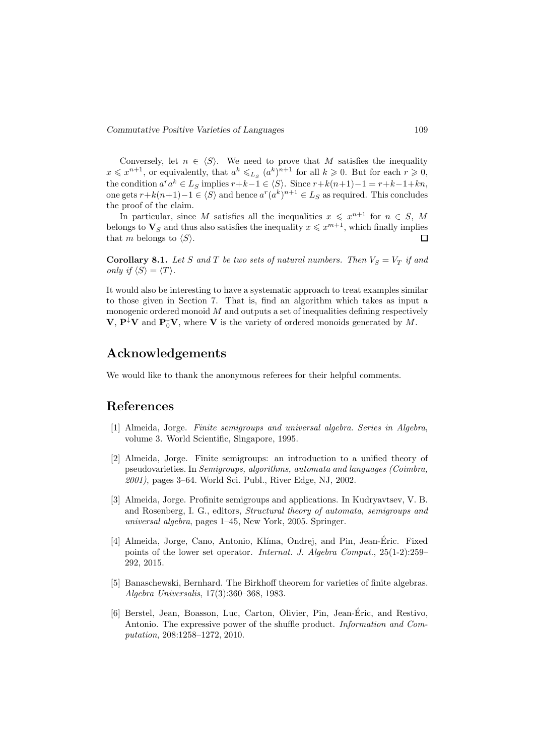Conversely, let $n \in \langle S \rangle$. We need to prove that $M$ satisfies the inequality $x \leqslant x^{n+1}$, or equivalently, that $a^k \leqslant_{L_S} (a^k)^{n+1}$ for all $k \geqslant 0$. But for each $r \geqslant 0$, the condition $a^r a^k \in L_S$ implies $r+k-1 \in \langle S \rangle$. Since $r+k(n+1)-1 = r+k-1+kn$, one gets $r+k(n+1)-1 \in \langle S \rangle$ and hence $a^r(a^k)^{n+1} \in L_S$ as required. This concludes the proof of the claim.

In particular, since $M$ satisfies all the inequalities $x \leqslant x^{n+1}$ for $n \in S$, $M$ belongs to $\mathbf{V}_S$ and thus also satisfies the inequality $x \leqslant x^{m+1}$, which finally implies that $m$ belongs to $\langle S \rangle$. □

**Corollary 8.1.** *Let $S$ and $T$ be two sets of natural numbers. Then $V_S = V_T$ if and only if $\langle S \rangle = \langle T \rangle$.*

It would also be interesting to have a systematic approach to treat examples similar to those given in Section 7. That is, find an algorithm which takes as input a monogenic ordered monoid $M$ and outputs a set of inequalities defining respectively $\mathbf{V}$, $\mathbf{P}^{\downarrow}\mathbf{V}$ and $\mathbf{P}_0^{\downarrow}\mathbf{V}$, where $\mathbf{V}$ is the variety of ordered monoids generated by $M$.

# Acknowledgements

We would like to thank the anonymous referees for their helpful comments.

# References

[1] Almeida, Jorge. *Finite semigroups and universal algebra. Series in Algebra*, volume 3. World Scientific, Singapore, 1995.

[2] Almeida, Jorge. Finite semigroups: an introduction to a unified theory of pseudovarieties. In *Semigroups, algorithms, automata and languages (Coimbra, 2001)*, pages 3–64. World Sci. Publ., River Edge, NJ, 2002.

[3] Almeida, Jorge. Profinite semigroups and applications. In Kudryavtsev, V. B. and Rosenberg, I. G., editors, *Structural theory of automata, semigroups and universal algebra*, pages 1–45, New York, 2005. Springer.

[4] Almeida, Jorge, Cano, Antonio, Klíma, Ondrej, and Pin, Jean-Éric. Fixed points of the lower set operator. *Internat. J. Algebra Comput.*, 25(1-2):259–292, 2015.

[5] Banaschewski, Bernhard. The Birkhoff theorem for varieties of finite algebras. *Algebra Universalis*, 17(3):360–368, 1983.

[6] Berstel, Jean, Boasson, Luc, Carton, Olivier, Pin, Jean-Éric, and Restivo, Antonio. The expressive power of the shuffle product. *Information and Computation*, 208:1258–1272, 2010.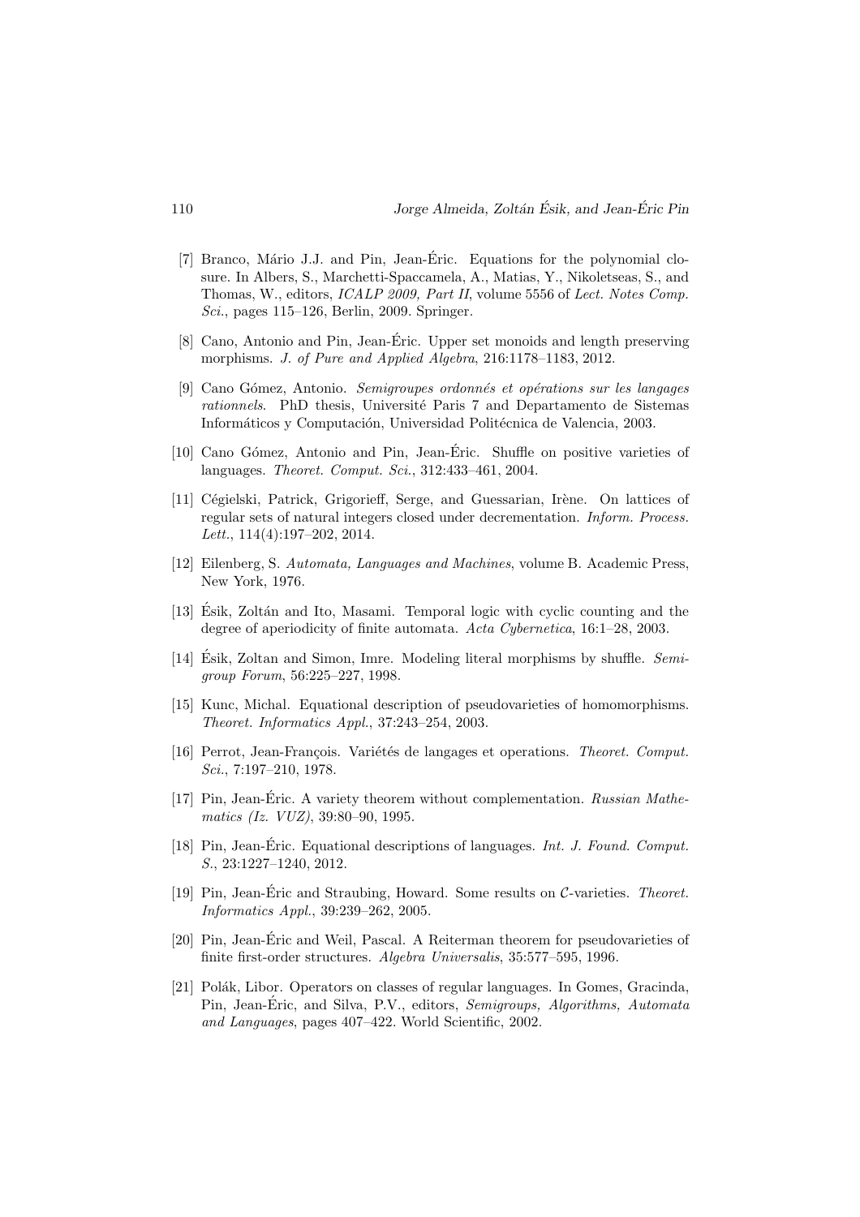[7] Branco, Mário J.J. and Pin, Jean-Éric. Equations for the polynomial closure. In Albers, S., Marchetti-Spaccamela, A., Matias, Y., Nikoletseas, S., and Thomas, W., editors, *ICALP 2009, Part II*, volume 5556 of *Lect. Notes Comp. Sci.*, pages 115–126, Berlin, 2009. Springer.

[8] Cano, Antonio and Pin, Jean-Éric. Upper set monoids and length preserving morphisms. *J. of Pure and Applied Algebra*, 216:1178–1183, 2012.

[9] Cano Gómez, Antonio. *Semigroupes ordonnés et opérations sur les langages rationnels*. PhD thesis, Université Paris 7 and Departamento de Sistemas Informáticos y Computación, Universidad Politécnica de Valencia, 2003.

[10] Cano Gómez, Antonio and Pin, Jean-Éric. Shuffle on positive varieties of languages. *Theoret. Comput. Sci.*, 312:433–461, 2004.

[11] Cégielski, Patrick, Grigorieff, Serge, and Guessarian, Irène. On lattices of regular sets of natural integers closed under decrementation. *Inform. Process. Lett.*, 114(4):197–202, 2014.

[12] Eilenberg, S. *Automata, Languages and Machines*, volume B. Academic Press, New York, 1976.

[13] Ésik, Zoltán and Ito, Masami. Temporal logic with cyclic counting and the degree of aperiodicity of finite automata. *Acta Cybernetica*, 16:1–28, 2003.

[14] Ésik, Zoltan and Simon, Imre. Modeling literal morphisms by shuffle. *Semigroup Forum*, 56:225–227, 1998.

[15] Kunc, Michal. Equational description of pseudovarieties of homomorphisms. *Theoret. Informatics Appl.*, 37:243–254, 2003.

[16] Perrot, Jean-François. Variétés de langages et operations. *Theoret. Comput. Sci.*, 7:197–210, 1978.

[17] Pin, Jean-Éric. A variety theorem without complementation. *Russian Mathematics (Iz. VUZ)*, 39:80–90, 1995.

[18] Pin, Jean-Éric. Equational descriptions of languages. *Int. J. Found. Comput. S.*, 23:1227–1240, 2012.

[19] Pin, Jean-Éric and Straubing, Howard. Some results on $\mathcal{C}$-varieties. *Theoret. Informatics Appl.*, 39:239–262, 2005.

[20] Pin, Jean-Éric and Weil, Pascal. A Reiterman theorem for pseudovarieties of finite first-order structures. *Algebra Universalis*, 35:577–595, 1996.

[21] Polák, Libor. Operators on classes of regular languages. In Gomes, Gracinda, Pin, Jean-Éric, and Silva, P.V., editors, *Semigroups, Algorithms, Automata and Languages*, pages 407–422. World Scientific, 2002.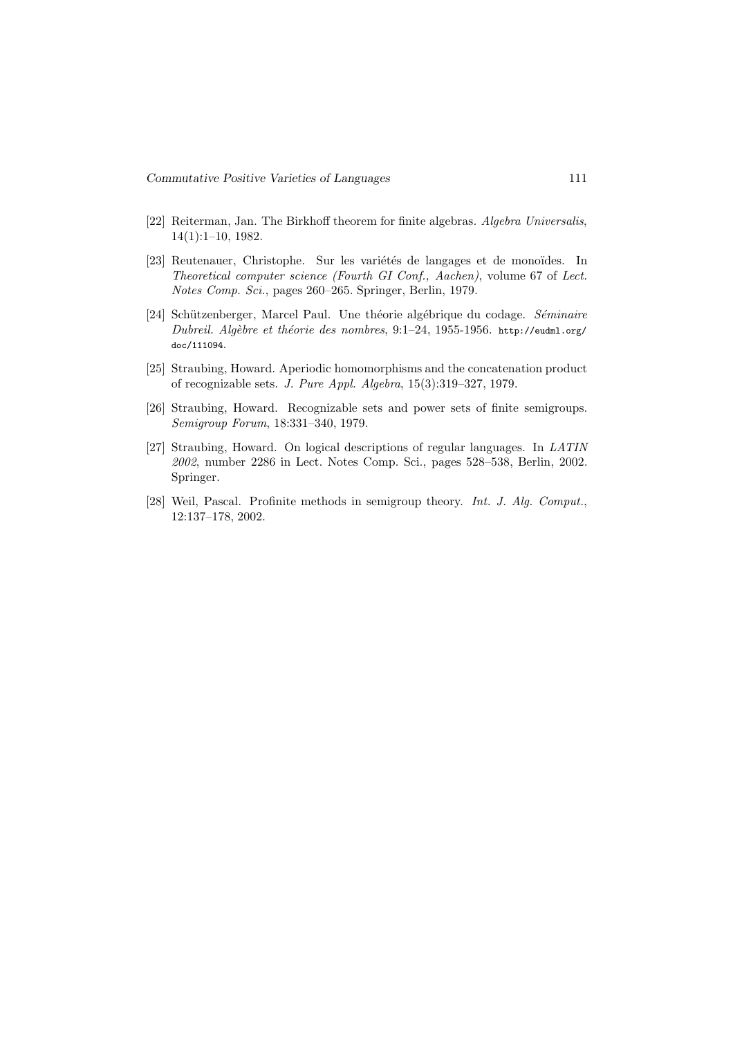[22] Reiterman, Jan. The Birkhoff theorem for finite algebras. *Algebra Universalis*, 14(1):1–10, 1982.

[23] Reutenauer, Christophe. Sur les variétés de langages et de monoïdes. In *Theoretical computer science (Fourth GI Conf., Aachen)*, volume 67 of *Lect. Notes Comp. Sci.*, pages 260–265. Springer, Berlin, 1979.

[24] Schützenberger, Marcel Paul. Une théorie algébrique du codage. *Séminaire Dubreil. Algèbre et théorie des nombres*, 9:1–24, 1955-1956. `http://eudml.org/doc/111094`.

[25] Straubing, Howard. Aperiodic homomorphisms and the concatenation product of recognizable sets. *J. Pure Appl. Algebra*, 15(3):319–327, 1979.

[26] Straubing, Howard. Recognizable sets and power sets of finite semigroups. *Semigroup Forum*, 18:331–340, 1979.

[27] Straubing, Howard. On logical descriptions of regular languages. In *LATIN 2002*, number 2286 in Lect. Notes Comp. Sci., pages 528–538, Berlin, 2002. Springer.

[28] Weil, Pascal. Profinite methods in semigroup theory. *Int. J. Alg. Comput.*, 12:137–178, 2002.